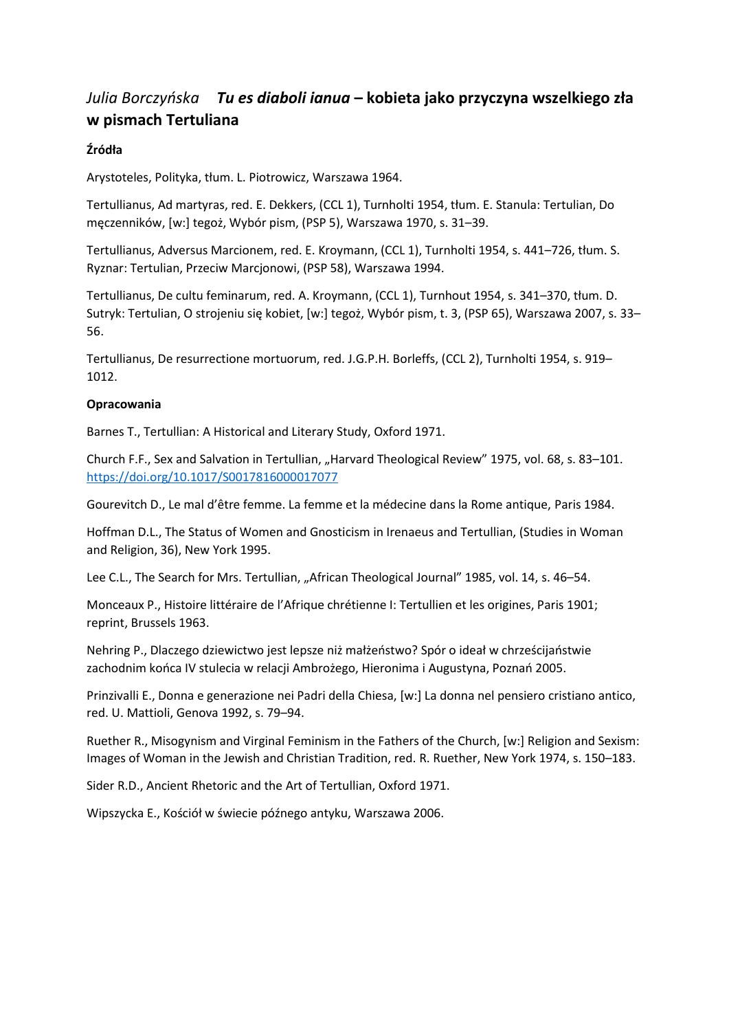# *Julia Borczyńska* ***Tu es diaboli ianua*** **– kobieta jako przyczyna wszelkiego zła w pismach Tertuliana**

**Źródła**

Arystoteles, Polityka, tłum. L. Piotrowicz, Warszawa 1964.

Tertullianus, Ad martyras, red. E. Dekkers, (CCL 1), Turnholti 1954, tłum. E. Stanula: Tertulian, Do męczenników, [w:] tegoż, Wybór pism, (PSP 5), Warszawa 1970, s. 31–39.

Tertullianus, Adversus Marcionem, red. E. Kroymann, (CCL 1), Turnholti 1954, s. 441–726, tłum. S. Ryznar: Tertulian, Przeciw Marcjonowi, (PSP 58), Warszawa 1994.

Tertullianus, De cultu feminarum, red. A. Kroymann, (CCL 1), Turnhout 1954, s. 341–370, tłum. D. Sutryk: Tertulian, O strojeniu się kobiet, [w:] tegoż, Wybór pism, t. 3, (PSP 65), Warszawa 2007, s. 33–56.

Tertullianus, De resurrectione mortuorum, red. J.G.P.H. Borleffs, (CCL 2), Turnholti 1954, s. 919–1012.

**Opracowania**

Barnes T., Tertullian: A Historical and Literary Study, Oxford 1971.

Church F.F., Sex and Salvation in Tertullian, „Harvard Theological Review" 1975, vol. 68, s. 83–101. https://doi.org/10.1017/S0017816000017077

Gourevitch D., Le mal d'être femme. La femme et la médecine dans la Rome antique, Paris 1984.

Hoffman D.L., The Status of Women and Gnosticism in Irenaeus and Tertullian, (Studies in Woman and Religion, 36), New York 1995.

Lee C.L., The Search for Mrs. Tertullian, „African Theological Journal" 1985, vol. 14, s. 46–54.

Monceaux P., Histoire littéraire de l'Afrique chrétienne I: Tertullien et les origines, Paris 1901; reprint, Brussels 1963.

Nehring P., Dlaczego dziewictwo jest lepsze niż małżeństwo? Spór o ideał w chrześcijaństwie zachodnim końca IV stulecia w relacji Ambrożego, Hieronima i Augustyna, Poznań 2005.

Prinzivalli E., Donna e generazione nei Padri della Chiesa, [w:] La donna nel pensiero cristiano antico, red. U. Mattioli, Genova 1992, s. 79–94.

Ruether R., Misogynism and Virginal Feminism in the Fathers of the Church, [w:] Religion and Sexism: Images of Woman in the Jewish and Christian Tradition, red. R. Ruether, New York 1974, s. 150–183.

Sider R.D., Ancient Rhetoric and the Art of Tertullian, Oxford 1971.

Wipszycka E., Kościół w świecie późnego antyku, Warszawa 2006.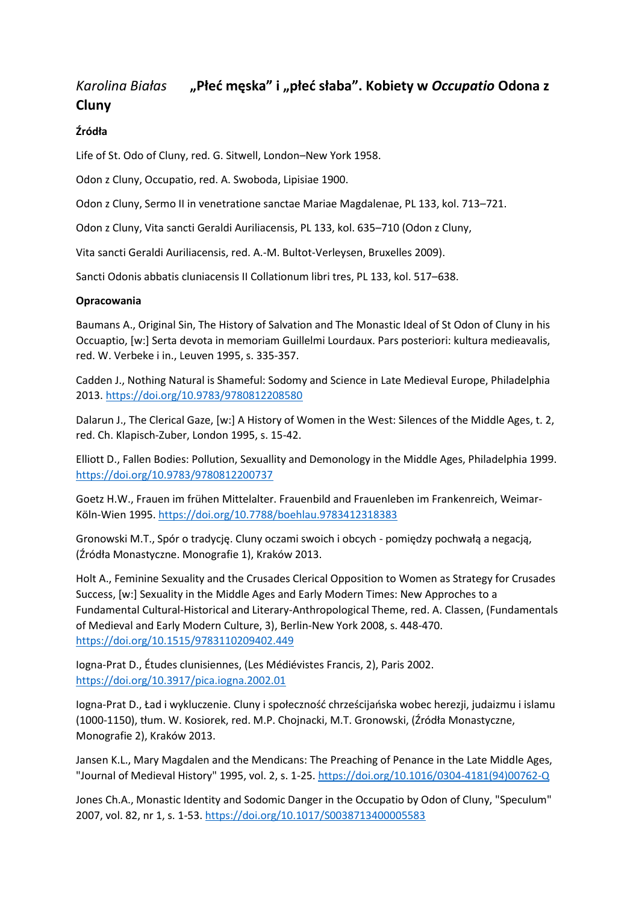*Karolina Białas* **„Płeć męska" i „płeć słaba". Kobiety w *Occupatio* Odona z Cluny**

**Źródła**

Life of St. Odo of Cluny, red. G. Sitwell, London–New York 1958.

Odon z Cluny, Occupatio, red. A. Swoboda, Lipisiae 1900.

Odon z Cluny, Sermo II in venetratione sanctae Mariae Magdalenae, PL 133, kol. 713–721.

Odon z Cluny, Vita sancti Geraldi Auriliacensis, PL 133, kol. 635–710 (Odon z Cluny,

Vita sancti Geraldi Auriliacensis, red. A.-M. Bultot-Verleysen, Bruxelles 2009).

Sancti Odonis abbatis cluniacensis II Collationum libri tres, PL 133, kol. 517–638.

**Opracowania**

Baumans A., Original Sin, The History of Salvation and The Monastic Ideal of St Odon of Cluny in his Occuaptio, [w:] Serta devota in memoriam Guillelmi Lourdaux. Pars posteriori: kultura medieavalis, red. W. Verbeke i in., Leuven 1995, s. 335-357.

Cadden J., Nothing Natural is Shameful: Sodomy and Science in Late Medieval Europe, Philadelphia 2013. https://doi.org/10.9783/9780812208580

Dalarun J., The Clerical Gaze, [w:] A History of Women in the West: Silences of the Middle Ages, t. 2, red. Ch. Klapisch-Zuber, London 1995, s. 15-42.

Elliott D., Fallen Bodies: Pollution, Sexuallity and Demonology in the Middle Ages, Philadelphia 1999. https://doi.org/10.9783/9780812200737

Goetz H.W., Frauen im frühen Mittelalter. Frauenbild and Frauenleben im Frankenreich, Weimar-Köln-Wien 1995. https://doi.org/10.7788/boehlau.9783412318383

Gronowski M.T., Spór o tradycję. Cluny oczami swoich i obcych - pomiędzy pochwałą a negacją, (Źródła Monastyczne. Monografie 1), Kraków 2013.

Holt A., Feminine Sexuality and the Crusades Clerical Opposition to Women as Strategy for Crusades Success, [w:] Sexuality in the Middle Ages and Early Modern Times: New Approches to a Fundamental Cultural-Historical and Literary-Anthropological Theme, red. A. Classen, (Fundamentals of Medieval and Early Modern Culture, 3), Berlin-New York 2008, s. 448-470. https://doi.org/10.1515/9783110209402.449

Iogna-Prat D., Études clunisiennes, (Les Médiévistes Francis, 2), Paris 2002. https://doi.org/10.3917/pica.iogna.2002.01

Iogna-Prat D., Ład i wykluczenie. Cluny i społeczność chrześcijańska wobec herezji, judaizmu i islamu (1000-1150), tłum. W. Kosiorek, red. M.P. Chojnacki, M.T. Gronowski, (Źródła Monastyczne, Monografie 2), Kraków 2013.

Jansen K.L., Mary Magdalen and the Mendicans: The Preaching of Penance in the Late Middle Ages, "Journal of Medieval History" 1995, vol. 2, s. 1-25. https://doi.org/10.1016/0304-4181(94)00762-Q

Jones Ch.A., Monastic Identity and Sodomic Danger in the Occupatio by Odon of Cluny, "Speculum" 2007, vol. 82, nr 1, s. 1-53. https://doi.org/10.1017/S0038713400005583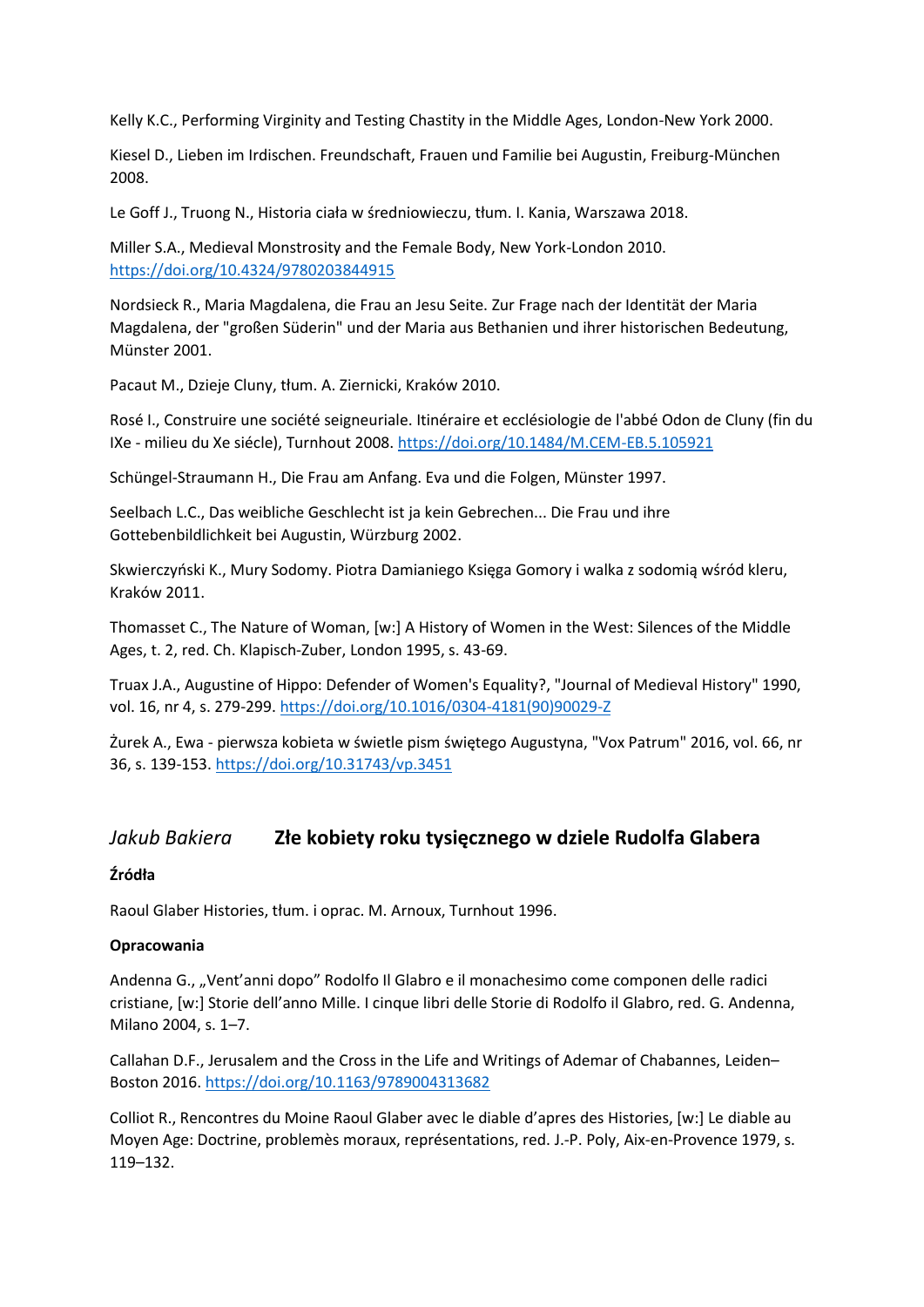Kelly K.C., Performing Virginity and Testing Chastity in the Middle Ages, London-New York 2000.

Kiesel D., Lieben im Irdischen. Freundschaft, Frauen und Familie bei Augustin, Freiburg-München 2008.

Le Goff J., Truong N., Historia ciała w średniowieczu, tłum. I. Kania, Warszawa 2018.

Miller S.A., Medieval Monstrosity and the Female Body, New York-London 2010. https://doi.org/10.4324/9780203844915

Nordsieck R., Maria Magdalena, die Frau an Jesu Seite. Zur Frage nach der Identität der Maria Magdalena, der "großen Süderin" und der Maria aus Bethanien und ihrer historischen Bedeutung, Münster 2001.

Pacaut M., Dzieje Cluny, tłum. A. Ziernicki, Kraków 2010.

Rosé I., Construire une société seigneuriale. Itinéraire et ecclésiologie de l'abbé Odon de Cluny (fin du IXe - milieu du Xe siécle), Turnhout 2008. https://doi.org/10.1484/M.CEM-EB.5.105921

Schüngel-Straumann H., Die Frau am Anfang. Eva und die Folgen, Münster 1997.

Seelbach L.C., Das weibliche Geschlecht ist ja kein Gebrechen... Die Frau und ihre Gottebenbildlichkeit bei Augustin, Würzburg 2002.

Skwierczyński K., Mury Sodomy. Piotra Damianiego Księga Gomory i walka z sodomią wśród kleru, Kraków 2011.

Thomasset C., The Nature of Woman, [w:] A History of Women in the West: Silences of the Middle Ages, t. 2, red. Ch. Klapisch-Zuber, London 1995, s. 43-69.

Truax J.A., Augustine of Hippo: Defender of Women's Equality?, "Journal of Medieval History" 1990, vol. 16, nr 4, s. 279-299. https://doi.org/10.1016/0304-4181(90)90029-Z

Żurek A., Ewa - pierwsza kobieta w świetle pism świętego Augustyna, "Vox Patrum" 2016, vol. 66, nr 36, s. 139-153. https://doi.org/10.31743/vp.3451

## *Jakub Bakiera* Złe kobiety roku tysięcznego w dziele Rudolfa Glabera

**Źródła**

Raoul Glaber Histories, tłum. i oprac. M. Arnoux, Turnhout 1996.

**Opracowania**

Andenna G., „Vent'anni dopo" Rodolfo Il Glabro e il monachesimo come componen delle radici cristiane, [w:] Storie dell'anno Mille. I cinque libri delle Storie di Rodolfo il Glabro, red. G. Andenna, Milano 2004, s. 1–7.

Callahan D.F., Jerusalem and the Cross in the Life and Writings of Ademar of Chabannes, Leiden–Boston 2016. https://doi.org/10.1163/9789004313682

Colliot R., Rencontres du Moine Raoul Glaber avec le diable d'apres des Histories, [w:] Le diable au Moyen Age: Doctrine, problemès moraux, représentations, red. J.-P. Poly, Aix-en-Provence 1979, s. 119–132.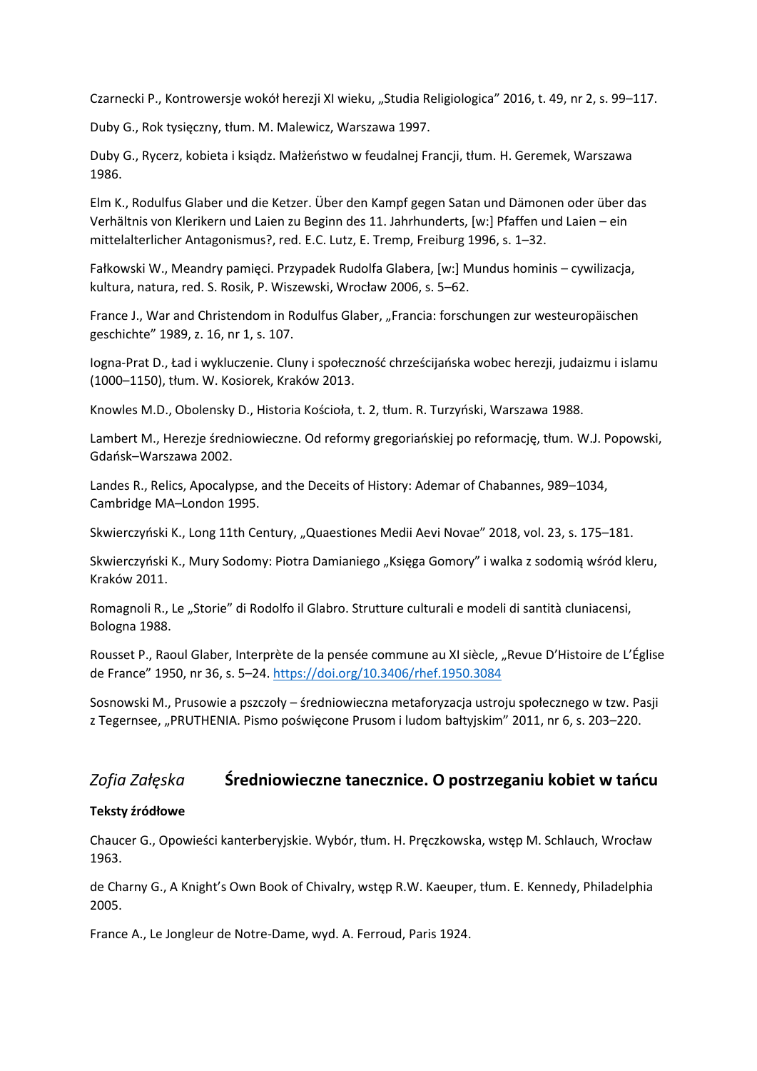Czarnecki P., Kontrowersje wokół herezji XI wieku, „Studia Religiologica” 2016, t. 49, nr 2, s. 99–117.

Duby G., Rok tysięczny, tłum. M. Malewicz, Warszawa 1997.

Duby G., Rycerz, kobieta i ksiądz. Małżeństwo w feudalnej Francji, tłum. H. Geremek, Warszawa 1986.

Elm K., Rodulfus Glaber und die Ketzer. Über den Kampf gegen Satan und Dämonen oder über das Verhältnis von Klerikern und Laien zu Beginn des 11. Jahrhunderts, [w:] Pfaffen und Laien – ein mittelalterlicher Antagonismus?, red. E.C. Lutz, E. Tremp, Freiburg 1996, s. 1–32.

Fałkowski W., Meandry pamięci. Przypadek Rudolfa Glabera, [w:] Mundus hominis – cywilizacja, kultura, natura, red. S. Rosik, P. Wiszewski, Wrocław 2006, s. 5–62.

France J., War and Christendom in Rodulfus Glaber, „Francia: forschungen zur westeuropäischen geschichte” 1989, z. 16, nr 1, s. 107.

Iogna-Prat D., Ład i wykluczenie. Cluny i społeczność chrześcijańska wobec herezji, judaizmu i islamu (1000–1150), tłum. W. Kosiorek, Kraków 2013.

Knowles M.D., Obolensky D., Historia Kościoła, t. 2, tłum. R. Turzyński, Warszawa 1988.

Lambert M., Herezje średniowieczne. Od reformy gregoriańskiej po reformację, tłum. W.J. Popowski, Gdańsk–Warszawa 2002.

Landes R., Relics, Apocalypse, and the Deceits of History: Ademar of Chabannes, 989–1034, Cambridge MA–London 1995.

Skwierczyński K., Long 11th Century, „Quaestiones Medii Aevi Novae” 2018, vol. 23, s. 175–181.

Skwierczyński K., Mury Sodomy: Piotra Damianiego „Księga Gomory” i walka z sodomią wśród kleru, Kraków 2011.

Romagnoli R., Le „Storie” di Rodolfo il Glabro. Strutture culturali e modelli di santità cluniacensi, Bologna 1988.

Rousset P., Raoul Glaber, Interprète de la pensée commune au XI siècle, „Revue D’Histoire de L’Église de France” 1950, nr 36, s. 5–24. https://doi.org/10.3406/rhef.1950.3084

Sosnowski M., Prusowie a pszczoły – średniowieczna metaforyzacja ustroju społecznego w tzw. Pasji z Tegernsee, „PRUTHENIA. Pismo poświęcone Prusom i ludom bałtyjskim” 2011, nr 6, s. 203–220.

## *Zofia Załęska* **Średniowieczne tancernice. O postrzeganiu kobiet w tańcu**

**Teksty źródłowe**

Chaucer G., Opowieści kanterberyjskie. Wybór, tłum. H. Pręczkowska, wstęp M. Schlauch, Wrocław 1963.

de Charny G., A Knight’s Own Book of Chivalry, wstęp R.W. Kaeuper, tłum. E. Kennedy, Philadelphia 2005.

France A., Le Jongleur de Notre-Dame, wyd. A. Ferroud, Paris 1924.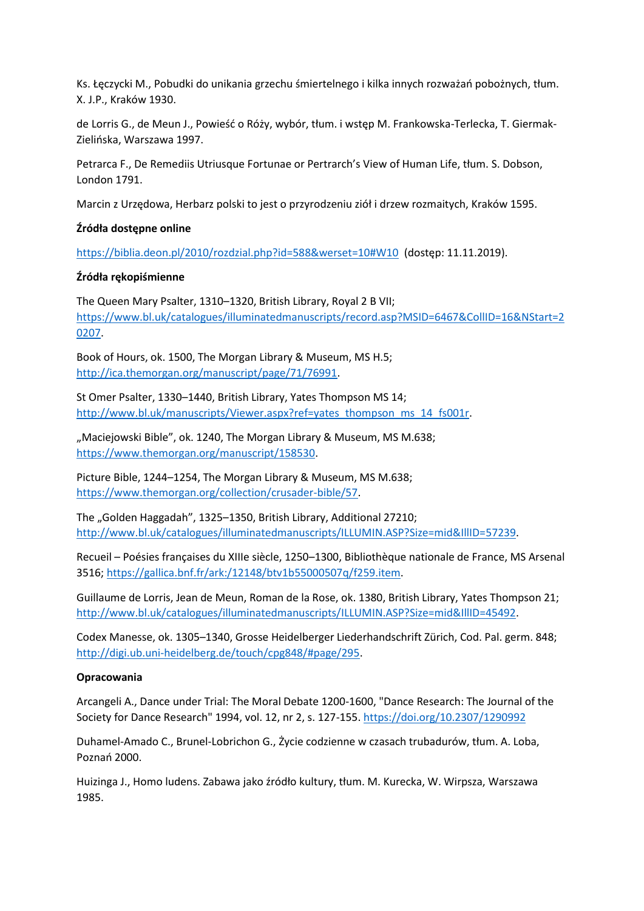Ks. Łęczycki M., Pobudki do unikania grzechu śmiertelnego i kilka innych rozważań pobożnych, tłum. X. J.P., Kraków 1930.

de Lorris G., de Meun J., Powieść o Róży, wybór, tłum. i wstęp M. Frankowska-Terlecka, T. Giermak-Zielińska, Warszawa 1997.

Petrarca F., De Remediis Utriusque Fortunae or Pertrarch's View of Human Life, tłum. S. Dobson, London 1791.

Marcin z Urzędowa, Herbarz polski to jest o przyrodzeniu ziół i drzew rozmaitych, Kraków 1595.

**Źródła dostępne online**

https://biblia.deon.pl/2010/rozdzial.php?id=588&werset=10#W10 (dostęp: 11.11.2019).

**Źródła rękopiśmienne**

The Queen Mary Psalter, 1310–1320, British Library, Royal 2 B VII; https://www.bl.uk/catalogues/illuminatedmanuscripts/record.asp?MSID=6467&CollID=16&NStart=20207.

Book of Hours, ok. 1500, The Morgan Library & Museum, MS H.5; http://ica.themorgan.org/manuscript/page/71/76991.

St Omer Psalter, 1330–1440, British Library, Yates Thompson MS 14; http://www.bl.uk/manuscripts/Viewer.aspx?ref=yates_thompson_ms_14_fs001r.

„Maciejowski Bible", ok. 1240, The Morgan Library & Museum, MS M.638; https://www.themorgan.org/manuscript/158530.

Picture Bible, 1244–1254, The Morgan Library & Museum, MS M.638; https://www.themorgan.org/collection/crusader-bible/57.

The „Golden Haggadah", 1325–1350, British Library, Additional 27210; http://www.bl.uk/catalogues/illuminatedmanuscripts/ILLUMIN.ASP?Size=mid&IllID=57239.

Recueil – Poésies françaises du XIIIe siècle, 1250–1300, Bibliothèque nationale de France, MS Arsenal 3516; https://gallica.bnf.fr/ark:/12148/btv1b55000507q/f259.item.

Guillaume de Lorris, Jean de Meun, Roman de la Rose, ok. 1380, British Library, Yates Thompson 21; http://www.bl.uk/catalogues/illuminatedmanuscripts/ILLUMIN.ASP?Size=mid&IllID=45492.

Codex Manesse, ok. 1305–1340, Grosse Heidelberger Liederhandschrift Zürich, Cod. Pal. germ. 848; http://digi.ub.uni-heidelberg.de/touch/cpg848/#page/295.

**Opracowania**

Arcangeli A., Dance under Trial: The Moral Debate 1200-1600, "Dance Research: The Journal of the Society for Dance Research" 1994, vol. 12, nr 2, s. 127-155. https://doi.org/10.2307/1290992

Duhamel-Amado C., Brunel-Lobrichon G., Życie codzienne w czasach trubadurów, tłum. A. Loba, Poznań 2000.

Huizinga J., Homo ludens. Zabawa jako źródło kultury, tłum. M. Kurecka, W. Wirpsza, Warszawa 1985.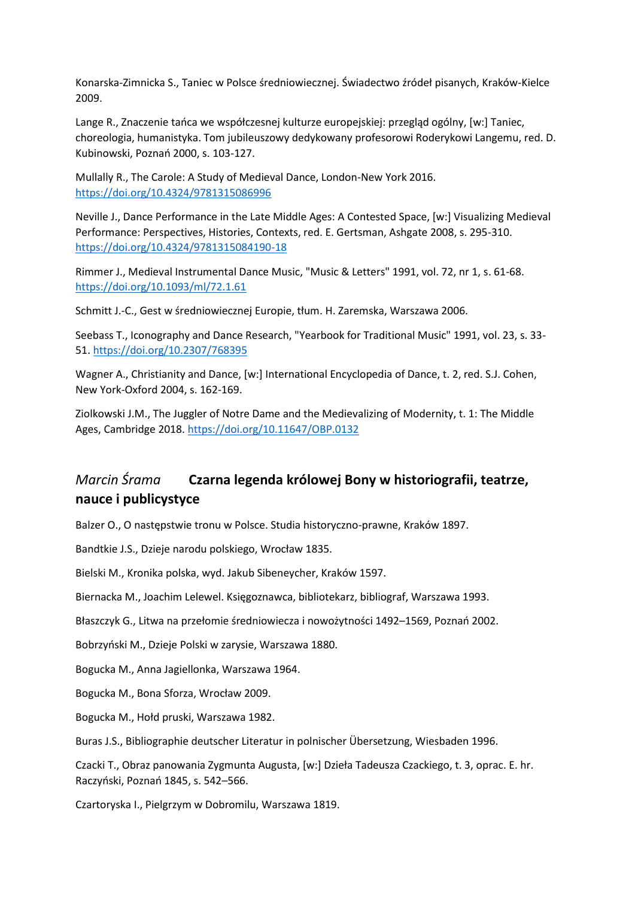Konarska-Zimnicka S., Taniec w Polsce średniowiecznej. Świadectwo źródeł pisanych, Kraków-Kielce 2009.

Lange R., Znaczenie tańca we współczesnej kulturze europejskiej: przegląd ogólny, [w:] Taniec, choreologia, humanistyka. Tom jubileuszowy dedykowany profesorowi Roderykowi Langemu, red. D. Kubinowski, Poznań 2000, s. 103-127.

Mullally R., The Carole: A Study of Medieval Dance, London-New York 2016. https://doi.org/10.4324/9781315086996

Neville J., Dance Performance in the Late Middle Ages: A Contested Space, [w:] Visualizing Medieval Performance: Perspectives, Histories, Contexts, red. E. Gertsman, Ashgate 2008, s. 295-310. https://doi.org/10.4324/9781315084190-18

Rimmer J., Medieval Instrumental Dance Music, "Music & Letters" 1991, vol. 72, nr 1, s. 61-68. https://doi.org/10.1093/ml/72.1.61

Schmitt J.-C., Gest w średniowiecznej Europie, tłum. H. Zaremska, Warszawa 2006.

Seebass T., Iconography and Dance Research, "Yearbook for Traditional Music" 1991, vol. 23, s. 33-51. https://doi.org/10.2307/768395

Wagner A., Christianity and Dance, [w:] International Encyclopedia of Dance, t. 2, red. S.J. Cohen, New York-Oxford 2004, s. 162-169.

Ziolkowski J.M., The Juggler of Notre Dame and the Medievalizing of Modernity, t. 1: The Middle Ages, Cambridge 2018. https://doi.org/10.11647/OBP.0132

## *Marcin Śrama* **Czarna legenda królowej Bony w historiografii, teatrze, nauce i publicystyce**

Balzer O., O następstwie tronu w Polsce. Studia historyczno-prawne, Kraków 1897.

Bandtkie J.S., Dzieje narodu polskiego, Wrocław 1835.

Bielski M., Kronika polska, wyd. Jakub Sibeneycher, Kraków 1597.

Biernacka M., Joachim Lelewel. Księgoznawca, bibliotekarz, bibliograf, Warszawa 1993.

Błaszczyk G., Litwa na przełomie średniowiecza i nowożytności 1492–1569, Poznań 2002.

Bobrzyński M., Dzieje Polski w zarysie, Warszawa 1880.

Bogucka M., Anna Jagiellonka, Warszawa 1964.

Bogucka M., Bona Sforza, Wrocław 2009.

Bogucka M., Hołd pruski, Warszawa 1982.

Buras J.S., Bibliographie deutscher Literatur in polnischer Übersetzung, Wiesbaden 1996.

Czacki T., Obraz panowania Zygmunta Augusta, [w:] Dzieła Tadeusza Czackiego, t. 3, oprac. E. hr. Raczyński, Poznań 1845, s. 542–566.

Czartoryska I., Pielgrzym w Dobromilu, Warszawa 1819.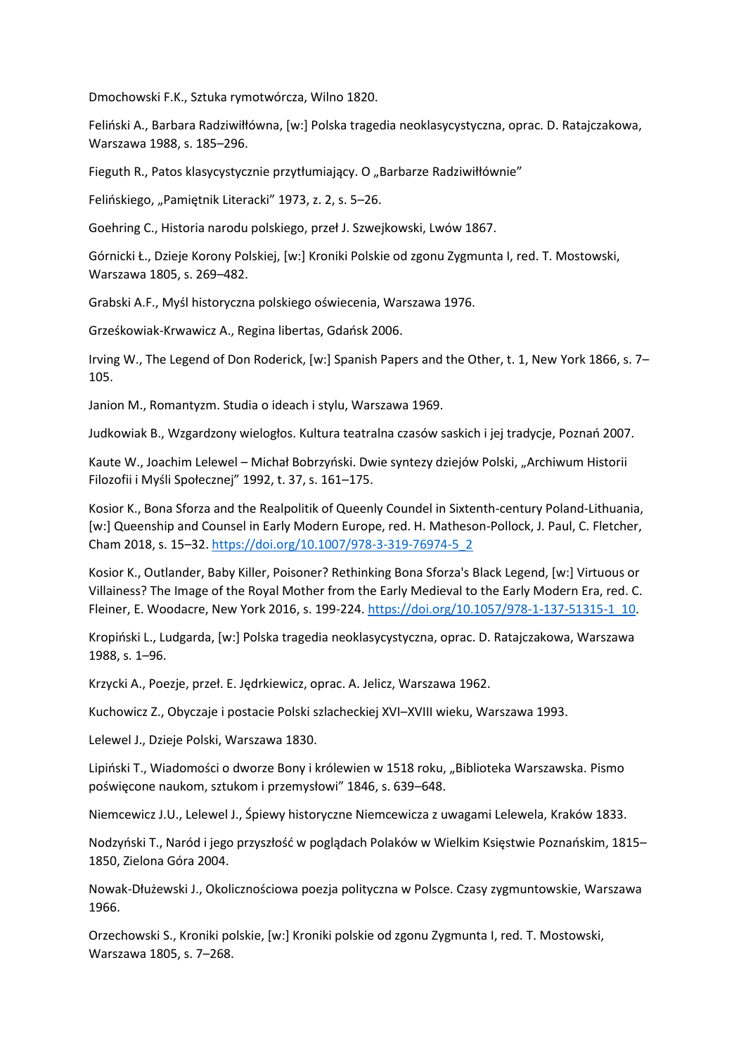Dmochowski F.K., Sztuka rymotwórcza, Wilno 1820.

Feliński A., Barbara Radziwiłłówna, [w:] Polska tragedia neoklasycystyczna, oprac. D. Ratajczakowa, Warszawa 1988, s. 185–296.

Fieguth R., Patos klasycystycznie przytłumiający. O „Barbarze Radziwiłłównie"

Felińskiego, „Pamiętnik Literacki" 1973, z. 2, s. 5–26.

Goehring C., Historia narodu polskiego, przeł J. Szwejkowski, Lwów 1867.

Górnicki Ł., Dzieje Korony Polskiej, [w:] Kroniki Polskie od zgonu Zygmunta I, red. T. Mostowski, Warszawa 1805, s. 269–482.

Grabski A.F., Myśl historyczna polskiego oświecenia, Warszawa 1976.

Grześkowiak-Krwawicz A., Regina libertas, Gdańsk 2006.

Irving W., The Legend of Don Roderick, [w:] Spanish Papers and the Other, t. 1, New York 1866, s. 7–105.

Janion M., Romantyzm. Studia o ideach i stylu, Warszawa 1969.

Judkowiak B., Wzgardzony wielogłos. Kultura teatralna czasów saskich i jej tradycje, Poznań 2007.

Kaute W., Joachim Lelewel – Michał Bobrzyński. Dwie syntezy dziejów Polski, „Archiwum Historii Filozofii i Myśli Społecznej" 1992, t. 37, s. 161–175.

Kosior K., Bona Sforza and the Realpolitik of Queenly Coundel in Sixteenth-century Poland-Lithuania, [w:] Queenship and Counsel in Early Modern Europe, red. H. Matheson-Pollock, J. Paul, C. Fletcher, Cham 2018, s. 15–32. https://doi.org/10.1007/978-3-319-76974-5_2

Kosior K., Outlander, Baby Killer, Poisoner? Rethinking Bona Sforza's Black Legend, [w:] Virtuous or Villainess? The Image of the Royal Mother from the Early Medieval to the Early Modern Era, red. C. Fleiner, E. Woodacre, New York 2016, s. 199-224. https://doi.org/10.1057/978-1-137-51315-1_10.

Kropiński L., Ludgarda, [w:] Polska tragedia neoklasycystyczna, oprac. D. Ratajczakowa, Warszawa 1988, s. 1–96.

Krzycki A., Poezje, przeł. E. Jędrkiewicz, oprac. A. Jelicz, Warszawa 1962.

Kuchowicz Z., Obyczaje i postacie Polski szlacheckiej XVI–XVIII wieku, Warszawa 1993.

Lelewel J., Dzieje Polski, Warszawa 1830.

Lipiński T., Wiadomości o dworze Bony i królewien w 1518 roku, „Biblioteka Warszawska. Pismo poświęcone naukom, sztukom i przemysłowi" 1846, s. 639–648.

Niemcewicz J.U., Lelewel J., Śpiewy historyczne Niemcewicza z uwagami Lelewela, Kraków 1833.

Nodzyński T., Naród i jego przyszłość w poglądach Polaków w Wielkim Księstwie Poznańskim, 1815–1850, Zielona Góra 2004.

Nowak-Dłużewski J., Okolicznościowa poezja polityczna w Polsce. Czasy zygmuntowskie, Warszawa 1966.

Orzechowski S., Kroniki polskie, [w:] Kroniki polskie od zgonu Zygmunta I, red. T. Mostowski, Warszawa 1805, s. 7–268.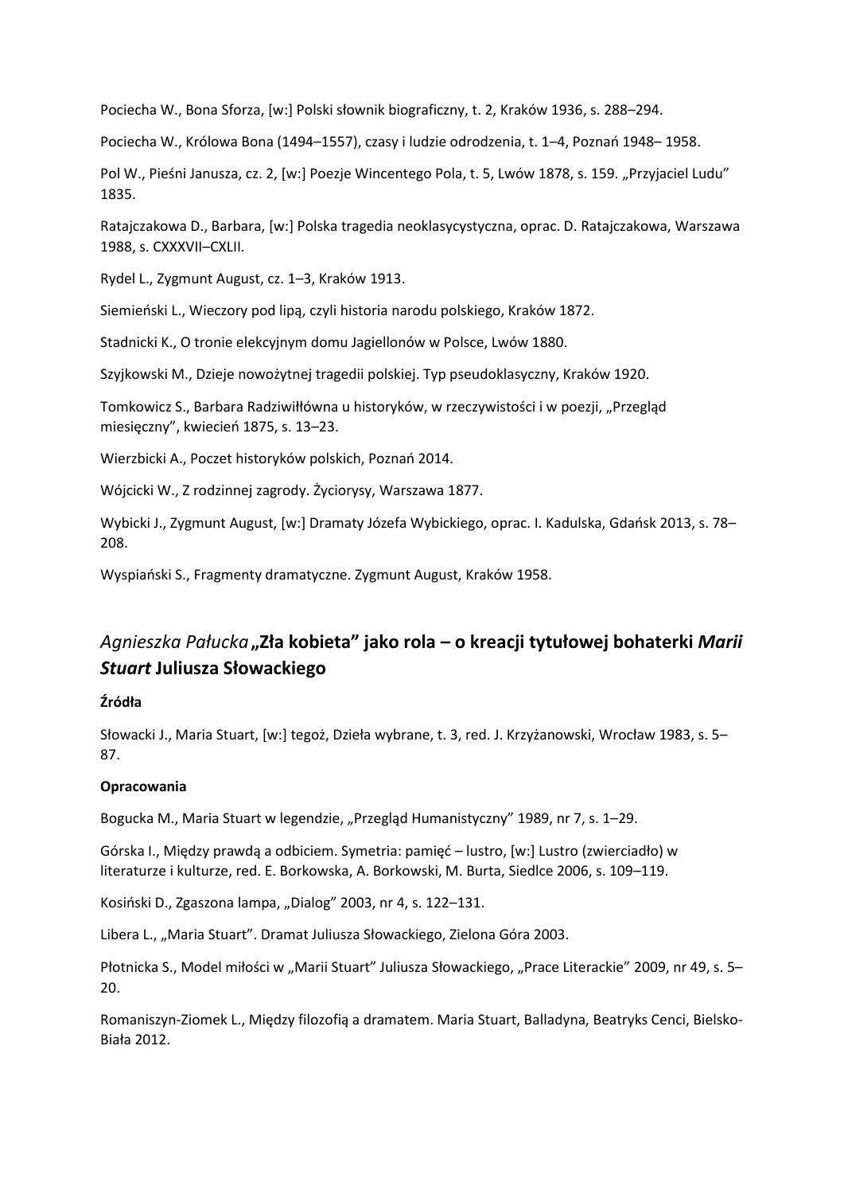Pociecha W., Bona Sforza, [w:] Polski słownik biograficzny, t. 2, Kraków 1936, s. 288–294.

Pociecha W., Królowa Bona (1494–1557), czasy i ludzie odrodzenia, t. 1–4, Poznań 1948– 1958.

Pol W., Pieśni Janusza, cz. 2, [w:] Poezje Wincentego Pola, t. 5, Lwów 1878, s. 159. „Przyjaciel Ludu" 1835.

Ratajczakowa D., Barbara, [w:] Polska tragedia neoklasycystyczna, oprac. D. Ratajczakowa, Warszawa 1988, s. CXXXVII–CXLII.

Rydel L., Zygmunt August, cz. 1–3, Kraków 1913.

Siemieński L., Wieczory pod lipą, czyli historia narodu polskiego, Kraków 1872.

Stadnicki K., O tronie elekcyjnym domu Jagiellonów w Polsce, Lwów 1880.

Szyjkowski M., Dzieje nowożytnej tragedii polskiej. Typ pseudoklasyczny, Kraków 1920.

Tomkowicz S., Barbara Radziwiłłówna u historyków, w rzeczywistości i w poezji, „Przegląd miesięczny", kwiecień 1875, s. 13–23.

Wierzbicki A., Poczet historyków polskich, Poznań 2014.

Wójcicki W., Z rodzinnej zagrody. Życiorysy, Warszawa 1877.

Wybicki J., Zygmunt August, [w:] Dramaty Józefa Wybickiego, oprac. I. Kadulska, Gdańsk 2013, s. 78–208.

Wyspiański S., Fragmenty dramatyczne. Zygmunt August, Kraków 1958.

## *Agnieszka Pałucka* „Zła kobieta" jako rola – o kreacji tytułowej bohaterki *Marii Stuart* Juliusza Słowackiego

**Źródła**

Słowacki J., Maria Stuart, [w:] tegoż, Dzieła wybrane, t. 3, red. J. Krzyżanowski, Wrocław 1983, s. 5–87.

**Opracowania**

Bogucka M., Maria Stuart w legendzie, „Przegląd Humanistyczny" 1989, nr 7, s. 1–29.

Górska I., Między prawdą a odbiciem. Symetria: pamięć – lustro, [w:] Lustro (zwierciadło) w literaturze i kulturze, red. E. Borkowska, A. Borkowski, M. Burta, Siedlce 2006, s. 109–119.

Kosiński D., Zgaszona lampa, „Dialog" 2003, nr 4, s. 122–131.

Libera L., „Maria Stuart". Dramat Juliusza Słowackiego, Zielona Góra 2003.

Płotnicka S., Model miłości w „Marii Stuart" Juliusza Słowackiego, „Prace Literackie" 2009, nr 49, s. 5–20.

Romaniszyn-Ziomek L., Między filozofią a dramatem. Maria Stuart, Balladyna, Beatryks Cenci, Bielsko-Biała 2012.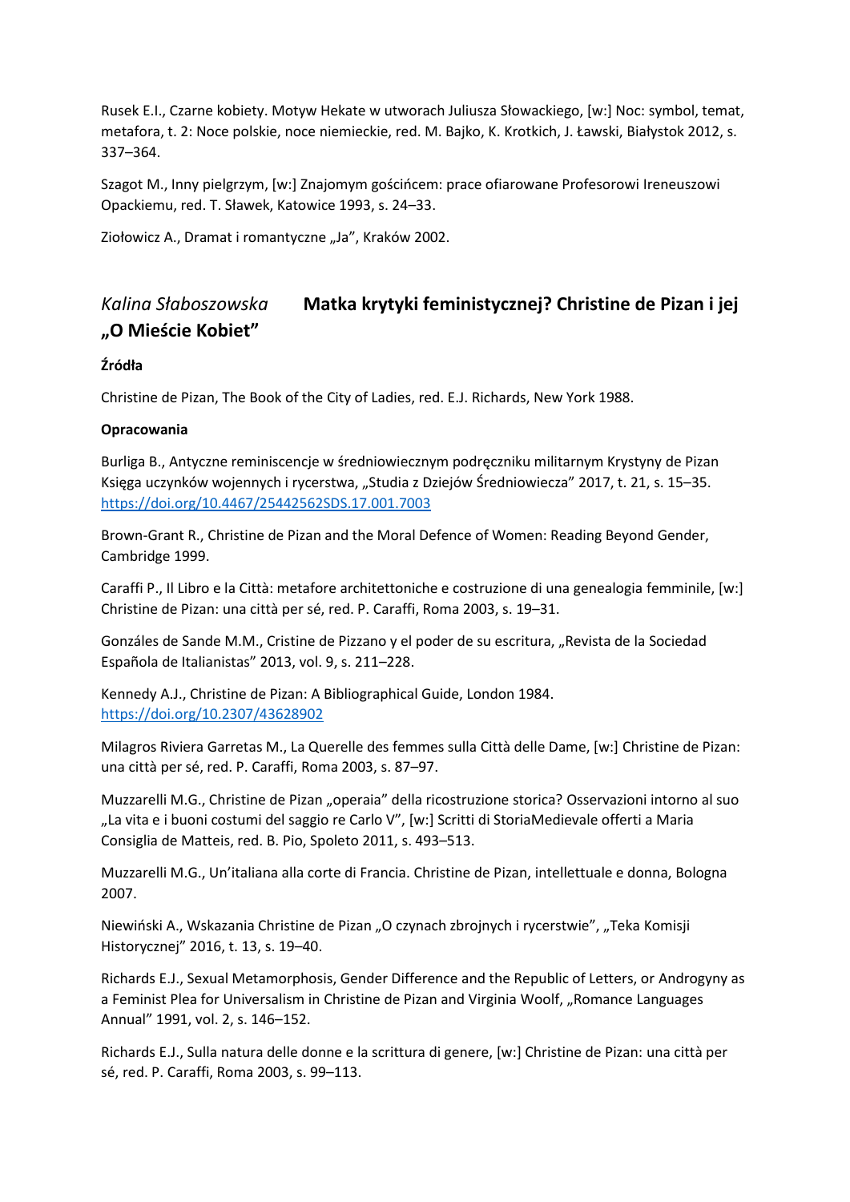Rusek E.I., Czarne kobiety. Motyw Hekate w utworach Juliusza Słowackiego, [w:] Noc: symbol, temat, metafora, t. 2: Noce polskie, noce niemieckie, red. M. Bajko, K. Krotkich, J. Ławski, Białystok 2012, s. 337–364.

Szagot M., Inny pielgrzym, [w:] Znajomym gościńcem: prace ofiarowane Profesorowi Ireneuszowi Opackiemu, red. T. Sławek, Katowice 1993, s. 24–33.

Ziołowicz A., Dramat i romantyczne „Ja", Kraków 2002.

## *Kalina Słaboszowska* Matka krytyki feministycznej? Christine de Pizan i jej „O Mieście Kobiet"

**Źródła**

Christine de Pizan, The Book of the City of Ladies, red. E.J. Richards, New York 1988.

**Opracowania**

Burliga B., Antyczne reminiscencje w średniowiecznym podręczniku militarnym Krystyny de Pizan Księga uczynków wojennych i rycerstwa, „Studia z Dziejów Średniowiecza" 2017, t. 21, s. 15–35. https://doi.org/10.4467/25442562SDS.17.001.7003

Brown-Grant R., Christine de Pizan and the Moral Defence of Women: Reading Beyond Gender, Cambridge 1999.

Caraffi P., Il Libro e la Città: metafore architettoniche e costruzione di una genealogia femminile, [w:] Christine de Pizan: una città per sé, red. P. Caraffi, Roma 2003, s. 19–31.

Gonzáles de Sande M.M., Cristine de Pizzano y el poder de su escritura, „Revista de la Sociedad Española de Italianistas" 2013, vol. 9, s. 211–228.

Kennedy A.J., Christine de Pizan: A Bibliographical Guide, London 1984. https://doi.org/10.2307/43628902

Milagros Riviera Garretas M., La Querelle des femmes sulla Città delle Dame, [w:] Christine de Pizan: una città per sé, red. P. Caraffi, Roma 2003, s. 87–97.

Muzzarelli M.G., Christine de Pizan „operaia" della ricostruzione storica? Osservazioni intorno al suo „La vita e i buoni costumi del saggio re Carlo V", [w:] Scritti di StoriaMedievale offerti a Maria Consiglia de Matteis, red. B. Pio, Spoleto 2011, s. 493–513.

Muzzarelli M.G., Un'italiana alla corte di Francia. Christine de Pizan, intellettuale e donna, Bologna 2007.

Niewiński A., Wskazania Christine de Pizan „O czynach zbrojnych i rycerstwie", „Teka Komisji Historycznej" 2016, t. 13, s. 19–40.

Richards E.J., Sexual Metamorphosis, Gender Difference and the Republic of Letters, or Androgyny as a Feminist Plea for Universalism in Christine de Pizan and Virginia Woolf, „Romance Languages Annual" 1991, vol. 2, s. 146–152.

Richards E.J., Sulla natura delle donne e la scrittura di genere, [w:] Christine de Pizan: una città per sé, red. P. Caraffi, Roma 2003, s. 99–113.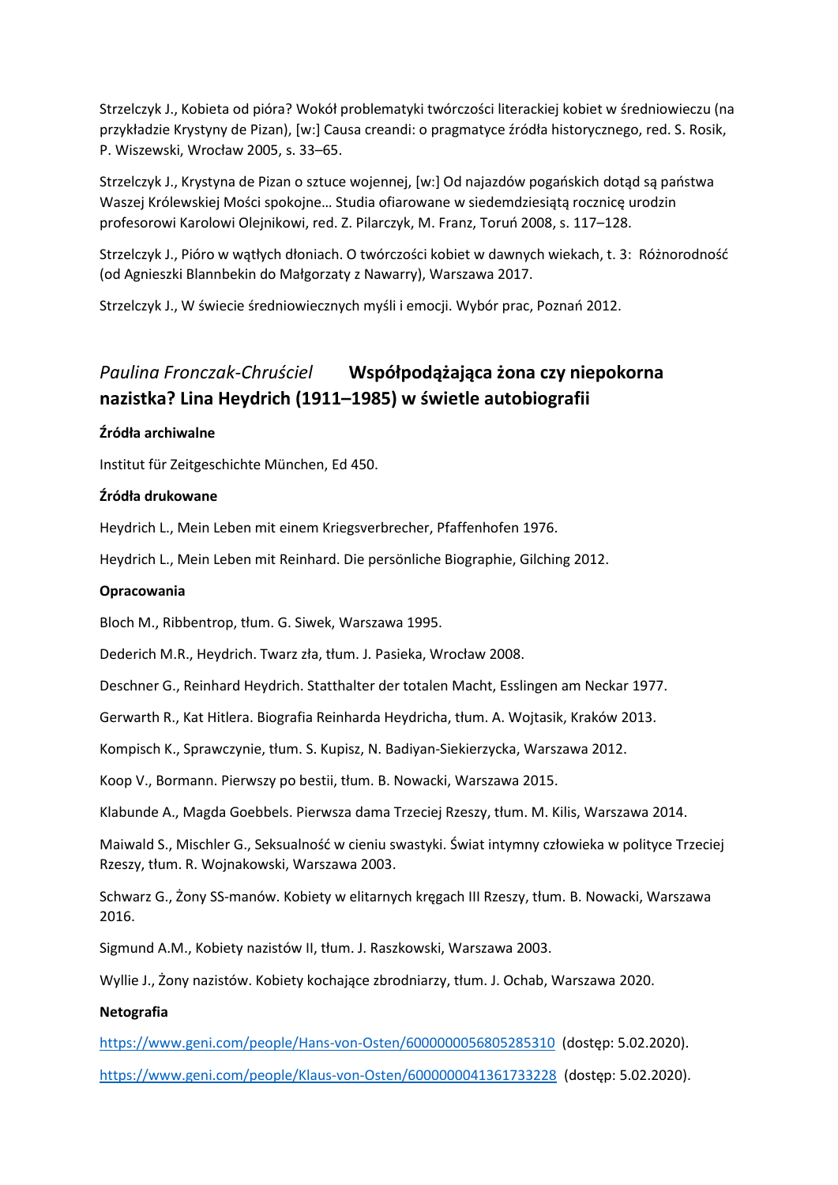Strzelczyk J., Kobieta od pióra? Wokół problematyki twórczości literackiej kobiet w średniowieczu (na przykładzie Krystyny de Pizan), [w:] Causa creandi: o pragmatyce źródła historycznego, red. S. Rosik, P. Wiszewski, Wrocław 2005, s. 33–65.

Strzelczyk J., Krystyna de Pizan o sztuce wojennej, [w:] Od najazdów pogańskich dotąd są państwa Waszej Królewskiej Mości spokojne… Studia ofiarowane w siedemdziesiątą rocznicę urodzin profesorowi Karolowi Olejnikowi, red. Z. Pilarczyk, M. Franz, Toruń 2008, s. 117–128.

Strzelczyk J., Pióro w wątłych dłoniach. O twórczości kobiet w dawnych wiekach, t. 3: Różnorodność (od Agnieszki Blannbekin do Małgorzaty z Nawarry), Warszawa 2017.

Strzelczyk J., W świecie średniowiecznych myśli i emocji. Wybór prac, Poznań 2012.

## *Paulina Fronczak-Chruściel* **Współpodążająca żona czy niepokorna nazistka? Lina Heydrich (1911–1985) w świetle autobiografii**

**Źródła archiwalne**

Institut für Zeitgeschichte München, Ed 450.

**Źródła drukowane**

Heydrich L., Mein Leben mit einem Kriegsverbrecher, Pfaffenhofen 1976.

Heydrich L., Mein Leben mit Reinhard. Die persönliche Biographie, Gilching 2012.

**Opracowania**

Bloch M., Ribbentrop, tłum. G. Siwek, Warszawa 1995.

Dederich M.R., Heydrich. Twarz zła, tłum. J. Pasieka, Wrocław 2008.

Deschner G., Reinhard Heydrich. Statthalter der totalen Macht, Esslingen am Neckar 1977.

Gerwarth R., Kat Hitlera. Biografia Reinharda Heydricha, tłum. A. Wojtasik, Kraków 2013.

Kompisch K., Sprawczynie, tłum. S. Kupisz, N. Badiyan-Siekierzycka, Warszawa 2012.

Koop V., Bormann. Pierwszy po bestii, tłum. B. Nowacki, Warszawa 2015.

Klabunde A., Magda Goebbels. Pierwsza dama Trzeciej Rzeszy, tłum. M. Kilis, Warszawa 2014.

Maiwald S., Mischler G., Seksualność w cieniu swastyki. Świat intymny człowieka w polityce Trzeciej Rzeszy, tłum. R. Wojnakowski, Warszawa 2003.

Schwarz G., Żony SS-manów. Kobiety w elitarnych kręgach III Rzeszy, tłum. B. Nowacki, Warszawa 2016.

Sigmund A.M., Kobiety nazistów II, tłum. J. Raszkowski, Warszawa 2003.

Wyllie J., Żony nazistów. Kobiety kochające zbrodniarzy, tłum. J. Ochab, Warszawa 2020.

**Netografia**

https://www.geni.com/people/Hans-von-Osten/6000000056805285310 (dostęp: 5.02.2020).

https://www.geni.com/people/Klaus-von-Osten/6000000041361733228 (dostęp: 5.02.2020).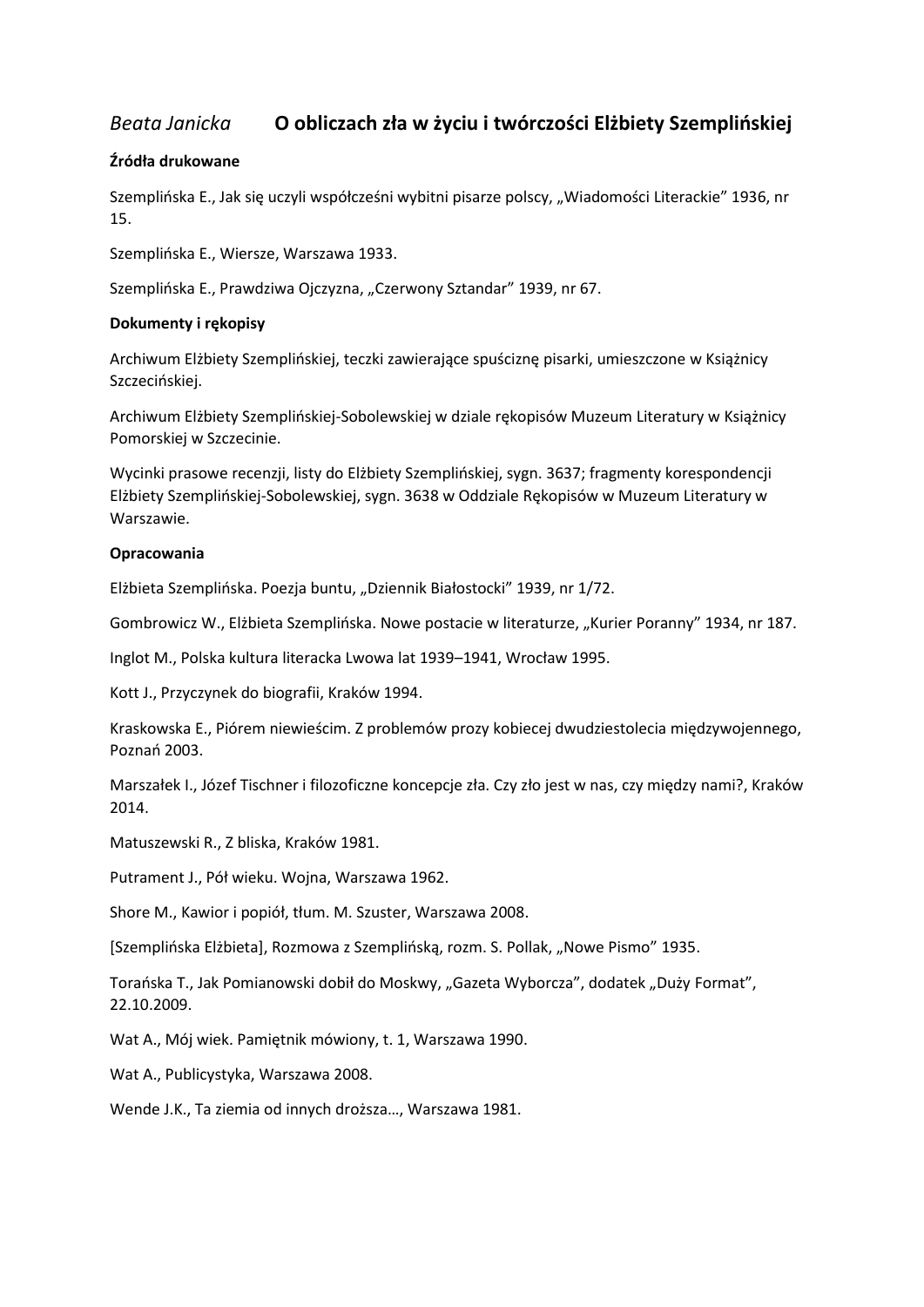*Beata Janicka* **O obliczach zła w życiu i twórczości Elżbiety Szemplińskiej**

**Źródła drukowane**

Szemplińska E., Jak się uczyli współcześni wybitni pisarze polscy, „Wiadomości Literackie” 1936, nr 15.

Szemplińska E., Wiersze, Warszawa 1933.

Szemplińska E., Prawdziwa Ojczyzna, „Czerwony Sztandar” 1939, nr 67.

**Dokumenty i rękopisy**

Archiwum Elżbiety Szemplińskiej, teczki zawierające spuściznę pisarki, umieszczone w Książnicy Szczecińskiej.

Archiwum Elżbiety Szemplińskiej-Sobolewskiej w dziale rękopisów Muzeum Literatury w Książnicy Pomorskiej w Szczecinie.

Wycinki prasowe recenzji, listy do Elżbiety Szemplińskiej, sygn. 3637; fragmenty korespondencji Elżbiety Szemplińskiej-Sobolewskiej, sygn. 3638 w Oddziale Rękopisów w Muzeum Literatury w Warszawie.

**Opracowania**

Elżbieta Szemplińska. Poezja buntu, „Dziennik Białostocki” 1939, nr 1/72.

Gombrowicz W., Elżbieta Szemplińska. Nowe postacie w literaturze, „Kurier Poranny” 1934, nr 187.

Inglot M., Polska kultura literacka Lwowa lat 1939–1941, Wrocław 1995.

Kott J., Przyczynek do biografii, Kraków 1994.

Kraskowska E., Piórem niewieścim. Z problemów prozy kobiecej dwudziestolecia międzywojennego, Poznań 2003.

Marszałek I., Józef Tischner i filozoficzne koncepcje zła. Czy zło jest w nas, czy między nami?, Kraków 2014.

Matuszewski R., Z bliska, Kraków 1981.

Putrament J., Pół wieku. Wojna, Warszawa 1962.

Shore M., Kawior i popiół, tłum. M. Szuster, Warszawa 2008.

[Szemplińska Elżbieta], Rozmowa z Szemplińską, rozm. S. Pollak, „Nowe Pismo” 1935.

Torańska T., Jak Pomianowski dobił do Moskwy, „Gazeta Wyborcza”, dodatek „Duży Format”, 22.10.2009.

Wat A., Mój wiek. Pamiętnik mówiony, t. 1, Warszawa 1990.

Wat A., Publicystyka, Warszawa 2008.

Wende J.K., Ta ziemia od innych droższa…, Warszawa 1981.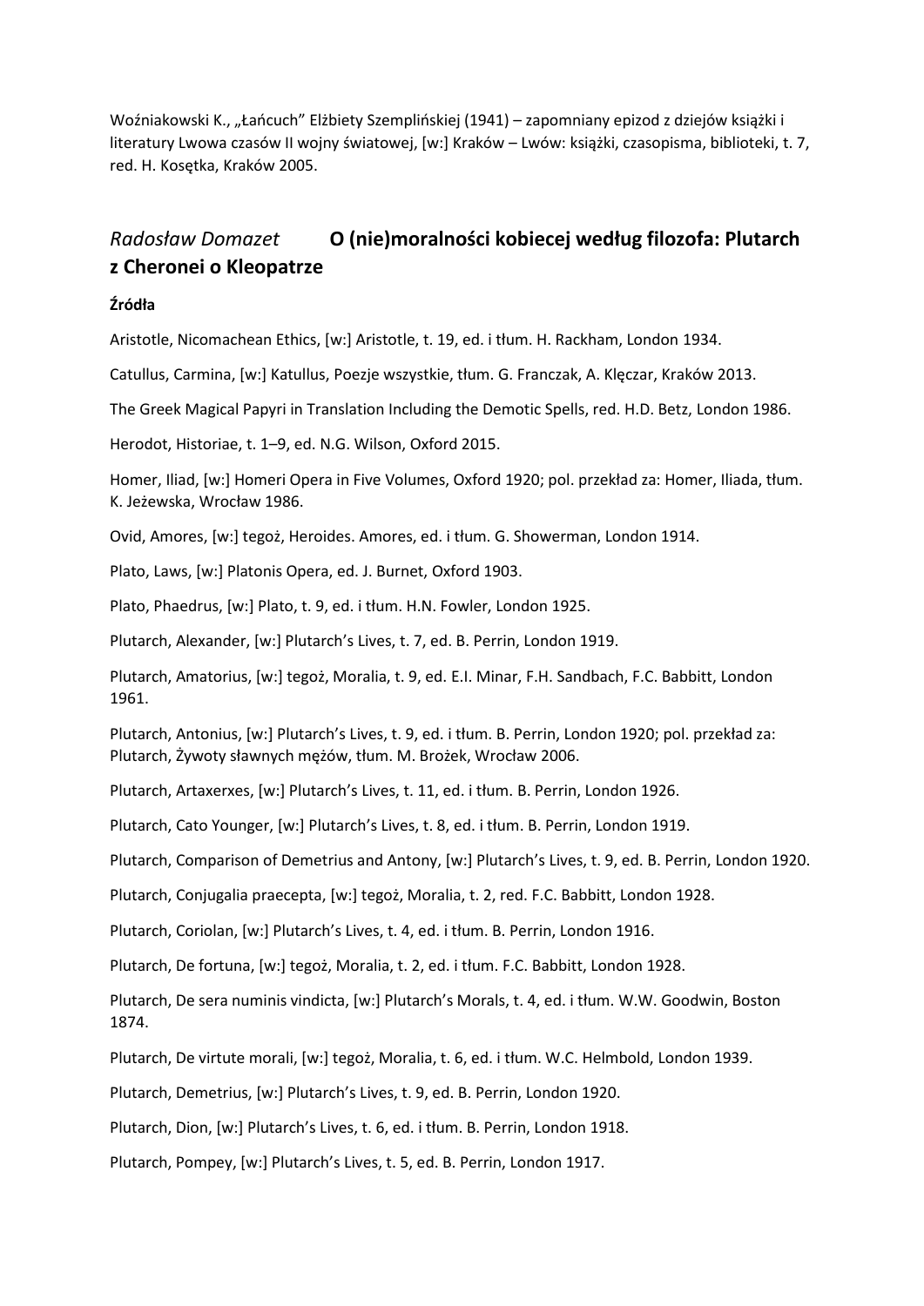Woźniakowski K., „Łańcuch" Elżbiety Szemplińskiej (1941) – zapomniany epizod z dziejów książki i literatury Lwowa czasów II wojny światowej, [w:] Kraków – Lwów: książki, czasopisma, biblioteki, t. 7, red. H. Kosętka, Kraków 2005.

## *Radosław Domazet* **O (nie)moralności kobiecej według filozofa: Plutarch z Cheronei o Kleopatrze**

### Źródła

Aristotle, Nicomachean Ethics, [w:] Aristotle, t. 19, ed. i tłum. H. Rackham, London 1934.

Catullus, Carmina, [w:] Katullus, Poezje wszystkie, tłum. G. Franczak, A. Klęczar, Kraków 2013.

The Greek Magical Papyri in Translation Including the Demotic Spells, red. H.D. Betz, London 1986.

Herodot, Historiae, t. 1–9, ed. N.G. Wilson, Oxford 2015.

Homer, Iliad, [w:] Homeri Opera in Five Volumes, Oxford 1920; pol. przekład za: Homer, Iliada, tłum. K. Jeżewska, Wrocław 1986.

Ovid, Amores, [w:] tegoż, Heroides. Amores, ed. i tłum. G. Showerman, London 1914.

Plato, Laws, [w:] Platonis Opera, ed. J. Burnet, Oxford 1903.

Plato, Phaedrus, [w:] Plato, t. 9, ed. i tłum. H.N. Fowler, London 1925.

Plutarch, Alexander, [w:] Plutarch's Lives, t. 7, ed. B. Perrin, London 1919.

Plutarch, Amatorius, [w:] tegoż, Moralia, t. 9, ed. E.I. Minar, F.H. Sandbach, F.C. Babbitt, London 1961.

Plutarch, Antonius, [w:] Plutarch's Lives, t. 9, ed. i tłum. B. Perrin, London 1920; pol. przekład za: Plutarch, Żywoty sławnych mężów, tłum. M. Brożek, Wrocław 2006.

Plutarch, Artaxerxes, [w:] Plutarch's Lives, t. 11, ed. i tłum. B. Perrin, London 1926.

Plutarch, Cato Younger, [w:] Plutarch's Lives, t. 8, ed. i tłum. B. Perrin, London 1919.

Plutarch, Comparison of Demetrius and Antony, [w:] Plutarch's Lives, t. 9, ed. B. Perrin, London 1920.

Plutarch, Conjugalia praecepta, [w:] tegoż, Moralia, t. 2, red. F.C. Babbitt, London 1928.

Plutarch, Coriolan, [w:] Plutarch's Lives, t. 4, ed. i tłum. B. Perrin, London 1916.

Plutarch, De fortuna, [w:] tegoż, Moralia, t. 2, ed. i tłum. F.C. Babbitt, London 1928.

Plutarch, De sera numinis vindicta, [w:] Plutarch's Morals, t. 4, ed. i tłum. W.W. Goodwin, Boston 1874.

Plutarch, De virtute morali, [w:] tegoż, Moralia, t. 6, ed. i tłum. W.C. Helmbold, London 1939.

Plutarch, Demetrius, [w:] Plutarch's Lives, t. 9, ed. B. Perrin, London 1920.

Plutarch, Dion, [w:] Plutarch's Lives, t. 6, ed. i tłum. B. Perrin, London 1918.

Plutarch, Pompey, [w:] Plutarch's Lives, t. 5, ed. B. Perrin, London 1917.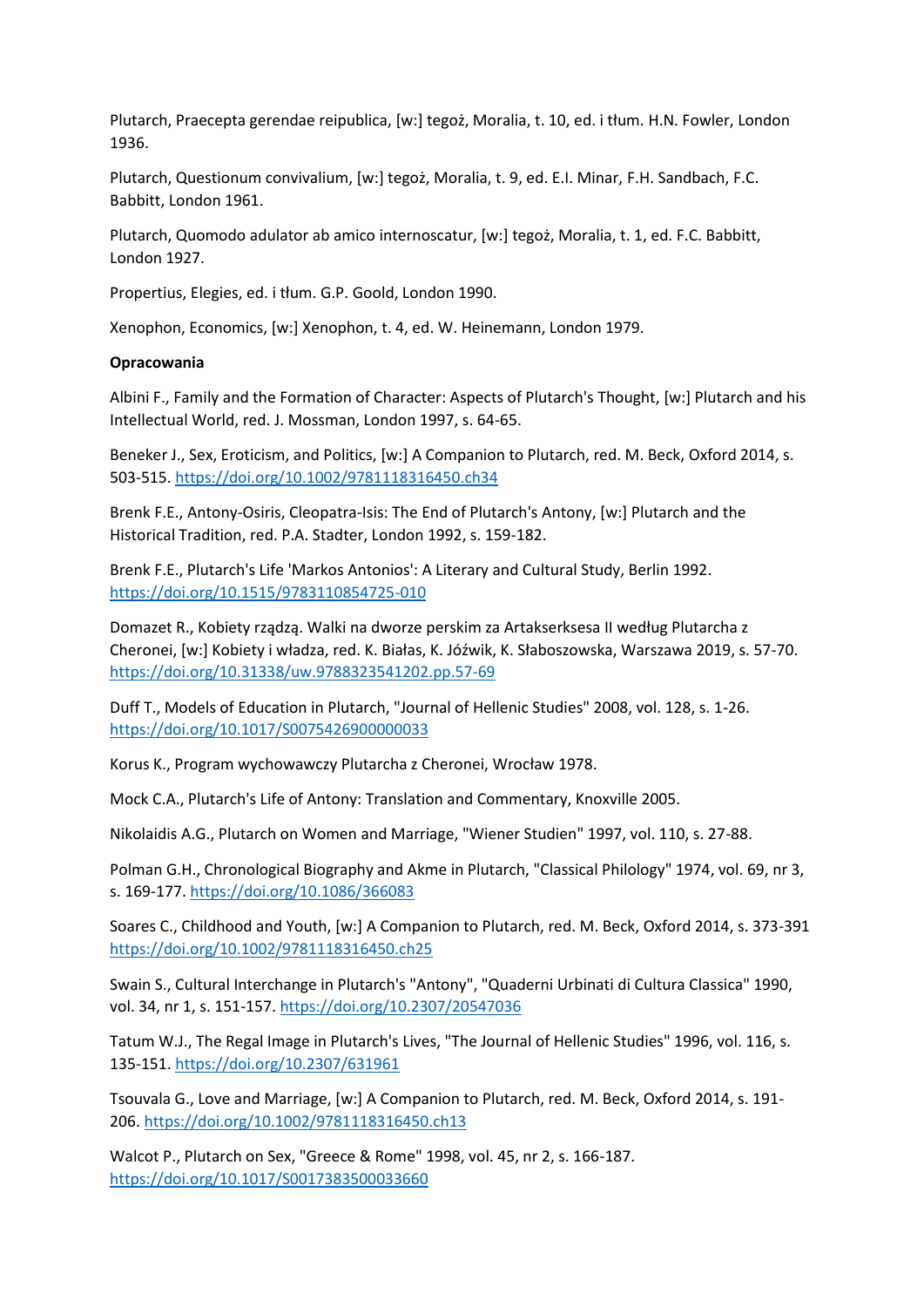Plutarch, Praecepta gerendae reipublica, [w:] tegoż, Moralia, t. 10, ed. i tłum. H.N. Fowler, London 1936.

Plutarch, Questionum convivalium, [w:] tegoż, Moralia, t. 9, ed. E.I. Minar, F.H. Sandbach, F.C. Babbitt, London 1961.

Plutarch, Quomodo adulator ab amico internoscatur, [w:] tegoż, Moralia, t. 1, ed. F.C. Babbitt, London 1927.

Propertius, Elegies, ed. i tłum. G.P. Goold, London 1990.

Xenophon, Economics, [w:] Xenophon, t. 4, ed. W. Heinemann, London 1979.

**Opracowania**

Albini F., Family and the Formation of Character: Aspects of Plutarch's Thought, [w:] Plutarch and his Intellectual World, red. J. Mossman, London 1997, s. 64-65.

Beneker J., Sex, Eroticism, and Politics, [w:] A Companion to Plutarch, red. M. Beck, Oxford 2014, s. 503-515. https://doi.org/10.1002/9781118316450.ch34

Brenk F.E., Antony-Osiris, Cleopatra-Isis: The End of Plutarch's Antony, [w:] Plutarch and the Historical Tradition, red. P.A. Stadter, London 1992, s. 159-182.

Brenk F.E., Plutarch's Life 'Markos Antonios': A Literary and Cultural Study, Berlin 1992. https://doi.org/10.1515/9783110854725-010

Domazet R., Kobiety rządzą. Walki na dworze perskim za Artakserksesa II według Plutarcha z Cheronei, [w:] Kobiety i władza, red. K. Białas, K. Jóźwik, K. Słaboszowska, Warszawa 2019, s. 57-70. https://doi.org/10.31338/uw.9788323541202.pp.57-69

Duff T., Models of Education in Plutarch, "Journal of Hellenic Studies" 2008, vol. 128, s. 1-26. https://doi.org/10.1017/S0075426900000033

Korus K., Program wychowawczy Plutarcha z Cheronei, Wrocław 1978.

Mock C.A., Plutarch's Life of Antony: Translation and Commentary, Knoxville 2005.

Nikolaidis A.G., Plutarch on Women and Marriage, "Wiener Studien" 1997, vol. 110, s. 27-88.

Polman G.H., Chronological Biography and Akme in Plutarch, "Classical Philology" 1974, vol. 69, nr 3, s. 169-177. https://doi.org/10.1086/366083

Soares C., Childhood and Youth, [w:] A Companion to Plutarch, red. M. Beck, Oxford 2014, s. 373-391 https://doi.org/10.1002/9781118316450.ch25

Swain S., Cultural Interchange in Plutarch's "Antony", "Quaderni Urbinati di Cultura Classica" 1990, vol. 34, nr 1, s. 151-157. https://doi.org/10.2307/20547036

Tatum W.J., The Regal Image in Plutarch's Lives, "The Journal of Hellenic Studies" 1996, vol. 116, s. 135-151. https://doi.org/10.2307/631961

Tsouvala G., Love and Marriage, [w:] A Companion to Plutarch, red. M. Beck, Oxford 2014, s. 191-206. https://doi.org/10.1002/9781118316450.ch13

Walcot P., Plutarch on Sex, "Greece & Rome" 1998, vol. 45, nr 2, s. 166-187. https://doi.org/10.1017/S0017383500033660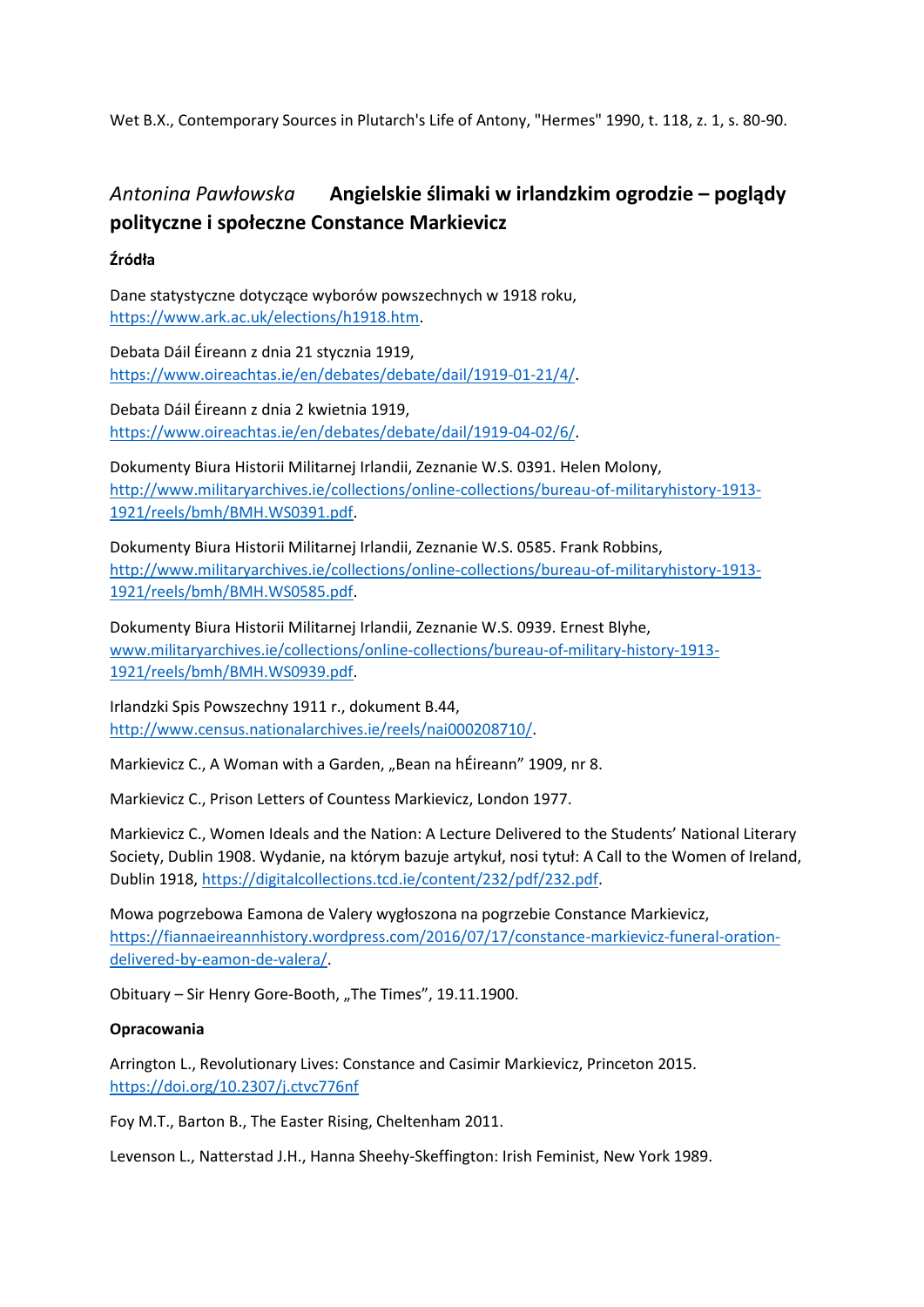Wet B.X., Contemporary Sources in Plutarch's Life of Antony, "Hermes" 1990, t. 118, z. 1, s. 80-90.

## *Antonina Pawłowska* **Angielskie ślimaki w irlandzkim ogrodzie – poglądy polityczne i społeczne Constance Markievicz**

### Źródła

Dane statystyczne dotyczące wyborów powszechnych w 1918 roku, https://www.ark.ac.uk/elections/h1918.htm.

Debata Dáil Éireann z dnia 21 stycznia 1919, https://www.oireachtas.ie/en/debates/debate/dail/1919-01-21/4/.

Debata Dáil Éireann z dnia 2 kwietnia 1919, https://www.oireachtas.ie/en/debates/debate/dail/1919-04-02/6/.

Dokumenty Biura Historii Militarnej Irlandii, Zeznanie W.S. 0391. Helen Molony, http://www.militaryarchives.ie/collections/online-collections/bureau-of-militaryhistory-1913-1921/reels/bmh/BMH.WS0391.pdf.

Dokumenty Biura Historii Militarnej Irlandii, Zeznanie W.S. 0585. Frank Robbins, http://www.militaryarchives.ie/collections/online-collections/bureau-of-militaryhistory-1913-1921/reels/bmh/BMH.WS0585.pdf.

Dokumenty Biura Historii Militarnej Irlandii, Zeznanie W.S. 0939. Ernest Blyhe, www.militaryarchives.ie/collections/online-collections/bureau-of-military-history-1913-1921/reels/bmh/BMH.WS0939.pdf.

Irlandzki Spis Powszechny 1911 r., dokument B.44, http://www.census.nationalarchives.ie/reels/nai000208710/.

Markievicz C., A Woman with a Garden, „Bean na hÉireann" 1909, nr 8.

Markievicz C., Prison Letters of Countess Markievicz, London 1977.

Markievicz C., Women Ideals and the Nation: A Lecture Delivered to the Students' National Literary Society, Dublin 1908. Wydanie, na którym bazuje artykuł, nosi tytuł: A Call to the Women of Ireland, Dublin 1918, https://digitalcollections.tcd.ie/content/232/pdf/232.pdf.

Mowa pogrzebowa Eamona de Valery wygłoszona na pogrzebie Constance Markievicz, https://fiannaeireannhistory.wordpress.com/2016/07/17/constance-markievicz-funeral-oration-delivered-by-eamon-de-valera/.

Obituary – Sir Henry Gore-Booth, „The Times", 19.11.1900.

### Opracowania

Arrington L., Revolutionary Lives: Constance and Casimir Markievicz, Princeton 2015. https://doi.org/10.2307/j.ctvc776nf

Foy M.T., Barton B., The Easter Rising, Cheltenham 2011.

Levenson L., Natterstad J.H., Hanna Sheehy-Skeffington: Irish Feminist, New York 1989.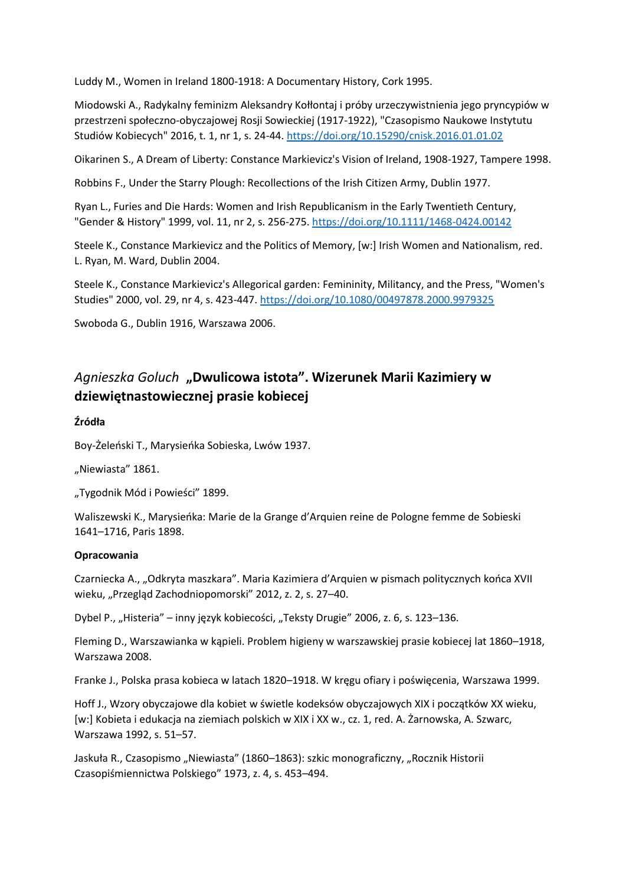Luddy M., Women in Ireland 1800-1918: A Documentary History, Cork 1995.

Miodowski A., Radykalny feminizm Aleksandry Kołłontaj i próby urzeczywistnienia jego pryncypiów w przestrzeni społeczno-obyczajowej Rosji Sowieckiej (1917-1922), "Czasopismo Naukowe Instytutu Studiów Kobiecych" 2016, t. 1, nr 1, s. 24-44. https://doi.org/10.15290/cnisk.2016.01.01.02

Oikarinen S., A Dream of Liberty: Constance Markievicz's Vision of Ireland, 1908-1927, Tampere 1998.

Robbins F., Under the Starry Plough: Recollections of the Irish Citizen Army, Dublin 1977.

Ryan L., Furies and Die Hards: Women and Irish Republicanism in the Early Twentieth Century, "Gender & History" 1999, vol. 11, nr 2, s. 256-275. https://doi.org/10.1111/1468-0424.00142

Steele K., Constance Markievicz and the Politics of Memory, [w:] Irish Women and Nationalism, red. L. Ryan, M. Ward, Dublin 2004.

Steele K., Constance Markievicz's Allegorical garden: Femininity, Militancy, and the Press, "Women's Studies" 2000, vol. 29, nr 4, s. 423-447. https://doi.org/10.1080/00497878.2000.9979325

Swoboda G., Dublin 1916, Warszawa 2006.

## *Agnieszka Goluch* „Dwulicowa istota". Wizerunek Marii Kazimiery w dziewiętnastowiecznej prasie kobiecej

**Źródła**

Boy-Żeleński T., Marysieńka Sobieska, Lwów 1937.

„Niewiasta" 1861.

„Tygodnik Mód i Powieści" 1899.

Waliszewski K., Marysieńka: Marie de la Grange d'Arquien reine de Pologne femme de Sobieski 1641–1716, Paris 1898.

**Opracowania**

Czarniecka A., „Odkryta maszkara". Maria Kazimiera d'Arquien w pismach politycznych końca XVII wieku, „Przegląd Zachodniopomorski" 2012, z. 2, s. 27–40.

Dybel P., „Histeria" – inny język kobiecości, „Teksty Drugie" 2006, z. 6, s. 123–136.

Fleming D., Warszawianka w kąpieli. Problem higieny w warszawskiej prasie kobiecej lat 1860–1918, Warszawa 2008.

Franke J., Polska prasa kobieca w latach 1820–1918. W kręgu ofiary i poświęcenia, Warszawa 1999.

Hoff J., Wzory obyczajowe dla kobiet w świetle kodeksów obyczajowych XIX i początków XX wieku, [w:] Kobieta i edukacja na ziemiach polskich w XIX i XX w., cz. 1, red. A. Żarnowska, A. Szwarc, Warszawa 1992, s. 51–57.

Jaskuła R., Czasopismo „Niewiasta" (1860–1863): szkic monograficzny, „Rocznik Historii Czasopiśmiennictwa Polskiego" 1973, z. 4, s. 453–494.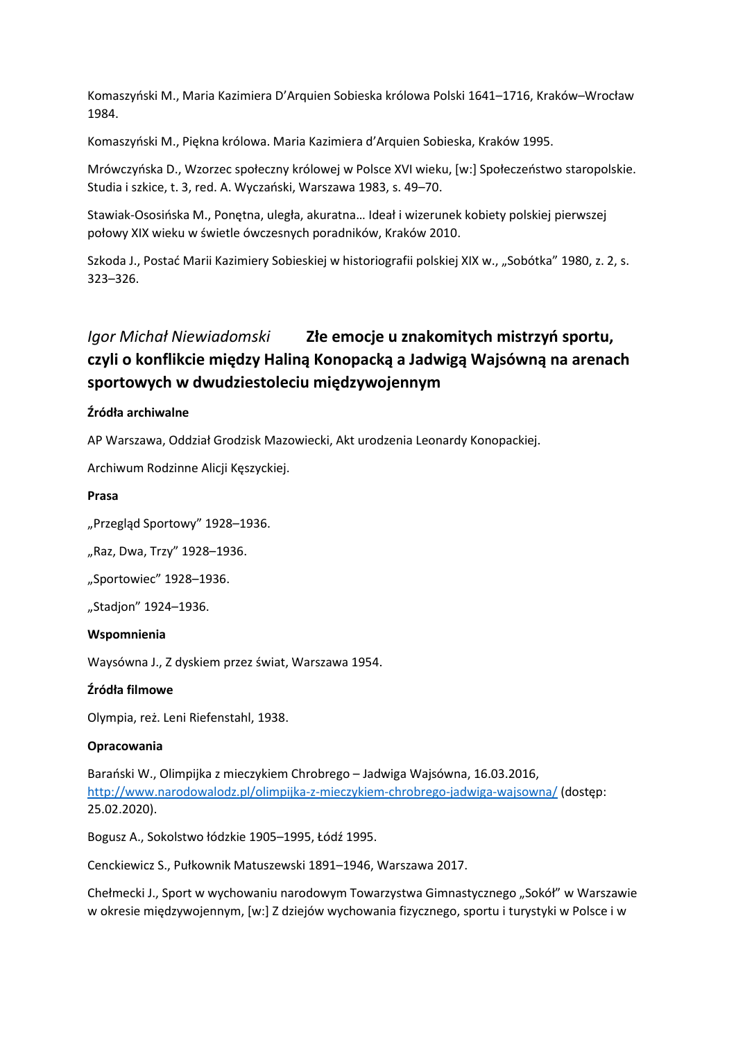Komaszyński M., Maria Kazimiera D'Arquien Sobieska królowa Polski 1641–1716, Kraków–Wrocław 1984.

Komaszyński M., Piękna królowa. Maria Kazimiera d'Arquien Sobieska, Kraków 1995.

Mrówczyńska D., Wzorzec społeczny królowej w Polsce XVI wieku, [w:] Społeczeństwo staropolskie. Studia i szkice, t. 3, red. A. Wyczański, Warszawa 1983, s. 49–70.

Stawiak-Ososińska M., Ponętna, uległa, akuratna… Ideał i wizerunek kobiety polskiej pierwszej połowy XIX wieku w świetle ówczesnych poradników, Kraków 2010.

Szkoda J., Postać Marii Kazimiery Sobieskiej w historiografii polskiej XIX w., „Sobótka" 1980, z. 2, s. 323–326.

## *Igor Michał Niewiadomski* **Złe emocje u znakomitych mistrzyń sportu, czyli o konflikcie między Haliną Konopacką a Jadwigą Wajsówną na arenach sportowych w dwudziestoleciu międzywojennym**

**Źródła archiwalne**

AP Warszawa, Oddział Grodzisk Mazowiecki, Akt urodzenia Leonardy Konopackiej.

Archiwum Rodzinne Alicji Kęszyckiej.

**Prasa**

„Przegląd Sportowy" 1928–1936.

„Raz, Dwa, Trzy" 1928–1936.

„Sportowiec" 1928–1936.

„Stadjon" 1924–1936.

**Wspomnienia**

Waysówna J., Z dyskiem przez świat, Warszawa 1954.

**Źródła filmowe**

Olympia, reż. Leni Riefenstahl, 1938.

**Opracowania**

Barański W., Olimpijka z mieczykiem Chrobrego – Jadwiga Wajsówna, 16.03.2016, http://www.narodowalodz.pl/olimpijka-z-mieczykiem-chrobrego-jadwiga-wajsowna/ (dostęp: 25.02.2020).

Bogusz A., Sokolstwo łódzkie 1905–1995, Łódź 1995.

Cenckiewicz S., Pułkownik Matuszewski 1891–1946, Warszawa 2017.

Chełmecki J., Sport w wychowaniu narodowym Towarzystwa Gimnastycznego „Sokół" w Warszawie w okresie międzywojennym, [w:] Z dziejów wychowania fizycznego, sportu i turystyki w Polsce i w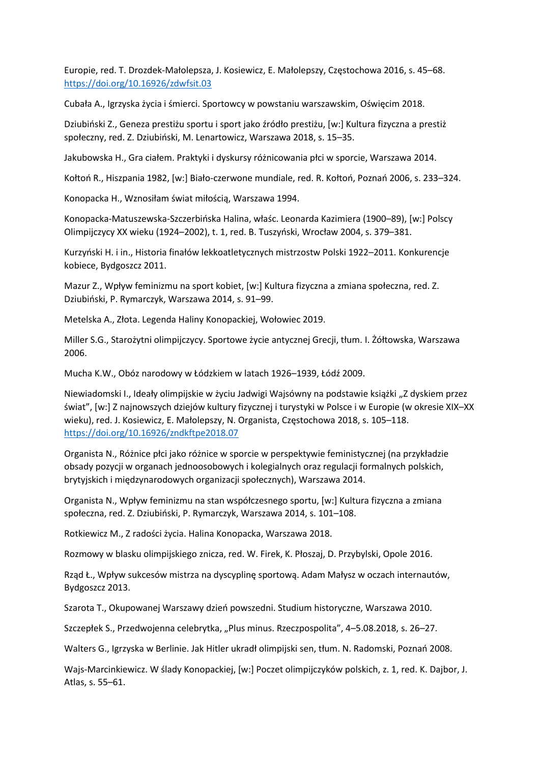Europie, red. T. Drozdek-Małolepsza, J. Kosiewicz, E. Małolepszy, Częstochowa 2016, s. 45–68. https://doi.org/10.16926/zdwfsit.03

Cubała A., Igrzyska życia i śmierci. Sportowcy w powstaniu warszawskim, Oświęcim 2018.

Dziubiński Z., Geneza prestiżu sportu i sport jako źródło prestiżu, [w:] Kultura fizyczna a prestiż społeczny, red. Z. Dziubiński, M. Lenartowicz, Warszawa 2018, s. 15–35.

Jakubowska H., Gra ciałem. Praktyki i dyskursy różnicowania płci w sporcie, Warszawa 2014.

Kołtoń R., Hiszpania 1982, [w:] Biało-czerwone mundiale, red. R. Kołtoń, Poznań 2006, s. 233–324.

Konopacka H., Wznosiłam świat miłością, Warszawa 1994.

Konopacka-Matuszewska-Szczerbińska Halina, właśc. Leonarda Kazimiera (1900–89), [w:] Polscy Olimpijczycy XX wieku (1924–2002), t. 1, red. B. Tuszyński, Wrocław 2004, s. 379–381.

Kurzyński H. i in., Historia finałów lekkoatletycznych mistrzostw Polski 1922–2011. Konkurencje kobiece, Bydgoszcz 2011.

Mazur Z., Wpływ feminizmu na sport kobiet, [w:] Kultura fizyczna a zmiana społeczna, red. Z. Dziubiński, P. Rymarczyk, Warszawa 2014, s. 91–99.

Metelska A., Złota. Legenda Haliny Konopackiej, Wołowiec 2019.

Miller S.G., Starożytni olimpijczycy. Sportowe życie antycznej Grecji, tłum. I. Żółtowska, Warszawa 2006.

Mucha K.W., Obóz narodowy w Łódzkiem w latach 1926–1939, Łódź 2009.

Niewiadomski I., Ideały olimpijskie w życiu Jadwigi Wajsówny na podstawie książki „Z dyskiem przez świat", [w:] Z najnowszych dziejów kultury fizycznej i turystyki w Polsce i w Europie (w okresie XIX–XX wieku), red. J. Kosiewicz, E. Małolepszy, N. Organista, Częstochowa 2018, s. 105–118. https://doi.org/10.16926/zndkftpe2018.07

Organista N., Różnice płci jako różnice w sporcie w perspektywie feministycznej (na przykładzie obsady pozycji w organach jednoosobowych i kolegialnych oraz regulacji formalnych polskich, brytyjskich i międzynarodowych organizacji społecznych), Warszawa 2014.

Organista N., Wpływ feminizmu na stan współczesnego sportu, [w:] Kultura fizyczna a zmiana społeczna, red. Z. Dziubiński, P. Rymarczyk, Warszawa 2014, s. 101–108.

Rotkiewicz M., Z radości życia. Halina Konopacka, Warszawa 2018.

Rozmowy w blasku olimpijskiego znicza, red. W. Firek, K. Płoszaj, D. Przybylski, Opole 2016.

Rząd Ł., Wpływ sukcesów mistrza na dyscyplinę sportową. Adam Małysz w oczach internautów, Bydgoszcz 2013.

Szarota T., Okupowanej Warszawy dzień powszedni. Studium historyczne, Warszawa 2010.

Szczepłek S., Przedwojenna celebrytka, „Plus minus. Rzeczpospolita", 4–5.08.2018, s. 26–27.

Walters G., Igrzyska w Berlinie. Jak Hitler ukradł olimpijski sen, tłum. N. Radomski, Poznań 2008.

Wajs-Marcinkiewicz. W ślady Konopackiej, [w:] Poczet olimpijczyków polskich, z. 1, red. K. Dajbor, J. Atlas, s. 55–61.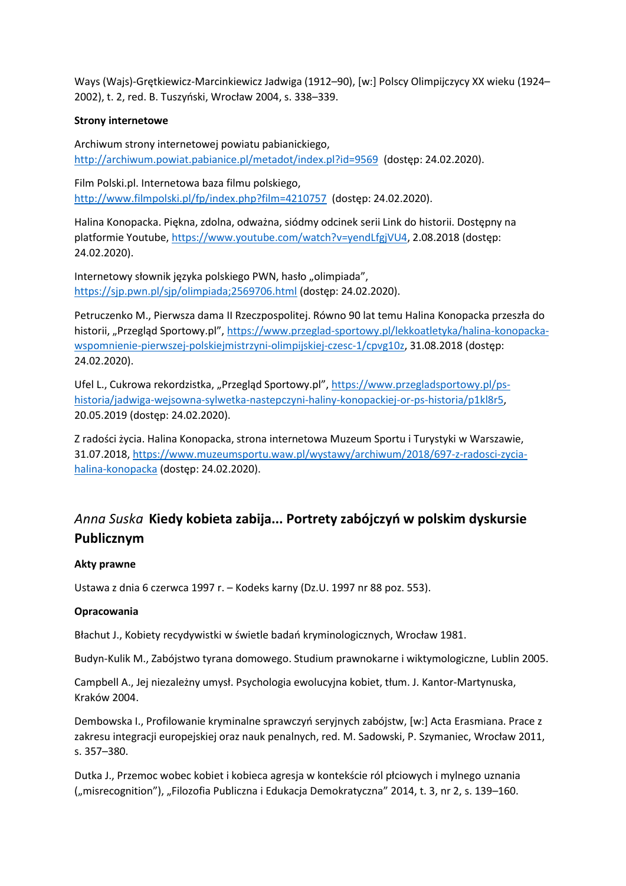Ways (Wajs)-Grętkiewicz-Marcinkiewicz Jadwiga (1912–90), [w:] Polscy Olimpijczycy XX wieku (1924–2002), t. 2, red. B. Tuszyński, Wrocław 2004, s. 338–339.

**Strony internetowe**

Archiwum strony internetowej powiatu pabianickiego, http://archiwum.powiat.pabianice.pl/metadot/index.pl?id=9569 (dostęp: 24.02.2020).

Film Polski.pl. Internetowa baza filmu polskiego, http://www.filmpolski.pl/fp/index.php?film=4210757 (dostęp: 24.02.2020).

Halina Konopacka. Piękna, zdolna, odważna, siódmy odcinek serii Link do historii. Dostępny na platformie Youtube, https://www.youtube.com/watch?v=yendLfgjVU4, 2.08.2018 (dostęp: 24.02.2020).

Internetowy słownik języka polskiego PWN, hasło „olimpiada", https://sjp.pwn.pl/sjp/olimpiada;2569706.html (dostęp: 24.02.2020).

Petruczenko M., Pierwsza dama II Rzeczpospolitej. Równo 90 lat temu Halina Konopacka przeszła do historii, „Przegląd Sportowy.pl", https://www.przeglad-sportowy.pl/lekkoatletyka/halina-konopacka-wspomnienie-pierwszej-polskiejmistrzyni-olimpijskiej-czesc-1/cpvg10z, 31.08.2018 (dostęp: 24.02.2020).

Ufel L., Cukrowa rekordzistka, „Przegląd Sportowy.pl", https://www.przegladsportowy.pl/ps-historia/jadwiga-wejsowna-sylwetka-nastepczyni-haliny-konopackiej-or-ps-historia/p1kl8r5, 20.05.2019 (dostęp: 24.02.2020).

Z radości życia. Halina Konopacka, strona internetowa Muzeum Sportu i Turystyki w Warszawie, 31.07.2018, https://www.muzeumsportu.waw.pl/wystawy/archiwum/2018/697-z-radosci-zycia-halina-konopacka (dostęp: 24.02.2020).

## *Anna Suska* **Kiedy kobieta zabija... Portrety zabójczyń w polskim dyskursie Publicznym**

**Akty prawne**

Ustawa z dnia 6 czerwca 1997 r. – Kodeks karny (Dz.U. 1997 nr 88 poz. 553).

**Opracowania**

Błachut J., Kobiety recydywistki w świetle badań kryminologicznych, Wrocław 1981.

Budyn-Kulik M., Zabójstwo tyrana domowego. Studium prawnokarne i wiktymologiczne, Lublin 2005.

Campbell A., Jej niezależny umysł. Psychologia ewolucyjna kobiet, tłum. J. Kantor-Martynuska, Kraków 2004.

Dembowska I., Profilowanie kryminalne sprawczyń seryjnych zabójstw, [w:] Acta Erasmiana. Prace z zakresu integracji europejskiej oraz nauk penalnych, red. M. Sadowski, P. Szymaniec, Wrocław 2011, s. 357–380.

Dutka J., Przemoc wobec kobiet i kobieca agresja w kontekście ról płciowych i mylnego uznania („misrecognition"), „Filozofia Publiczna i Edukacja Demokratyczna" 2014, t. 3, nr 2, s. 139–160.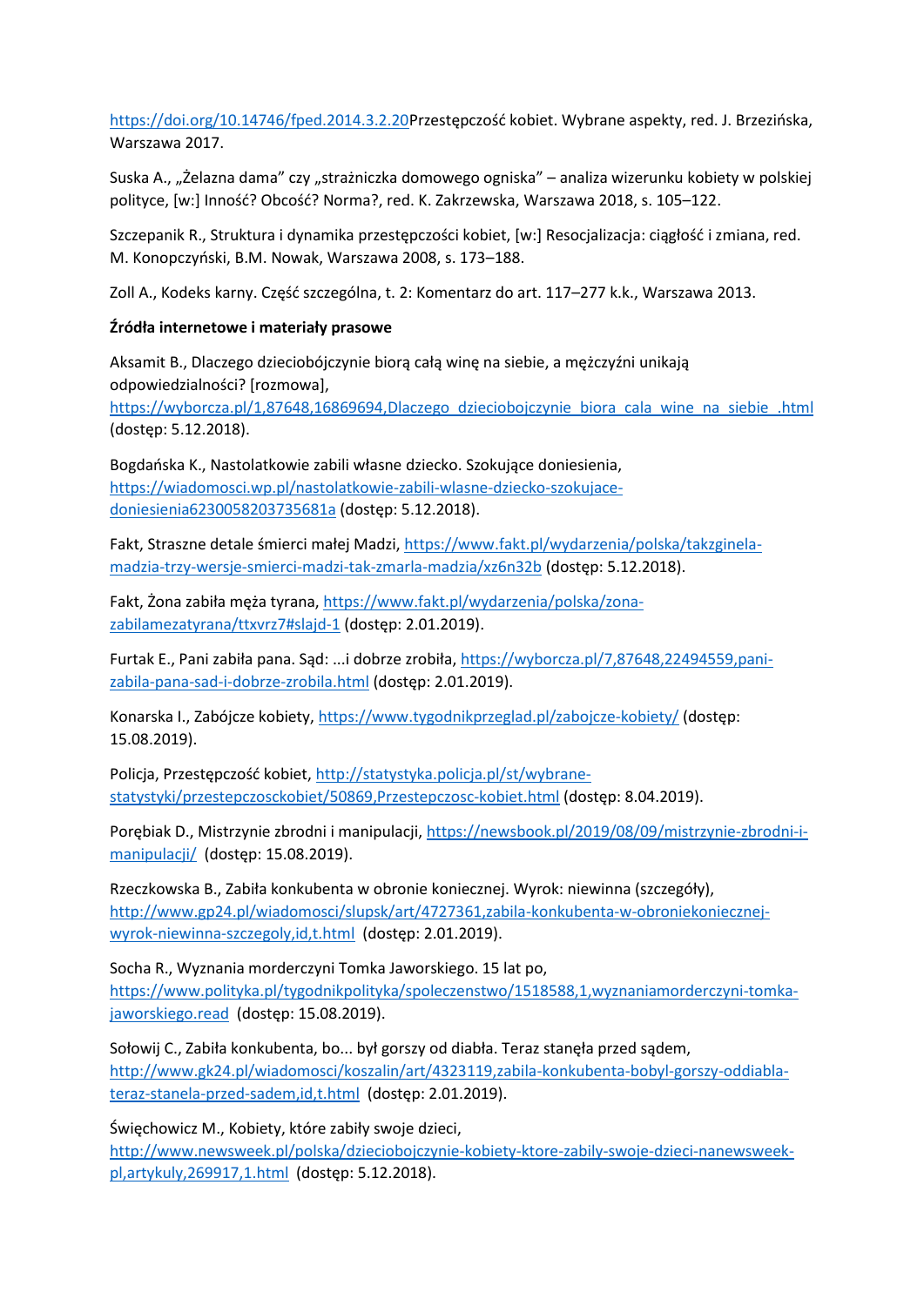https://doi.org/10.14746/fped.2014.3.2.20Przestępczość kobiet. Wybrane aspekty, red. J. Brzezińska, Warszawa 2017.

Suska A., „Żelazna dama" czy „strażniczka domowego ogniska" – analiza wizerunku kobiety w polskiej polityce, [w:] Inność? Obcość? Norma?, red. K. Zakrzewska, Warszawa 2018, s. 105–122.

Szczepanik R., Struktura i dynamika przestępczości kobiet, [w:] Resocjalizacja: ciągłość i zmiana, red. M. Konopczyński, B.M. Nowak, Warszawa 2008, s. 173–188.

Zoll A., Kodeks karny. Część szczególna, t. 2: Komentarz do art. 117–277 k.k., Warszawa 2013.

**Źródła internetowe i materiały prasowe**

Aksamit B., Dlaczego dzieciobójczynie biorą całą winę na siebie, a mężczyźni unikają odpowiedzialności? [rozmowa], https://wyborcza.pl/1,87648,16869694,Dlaczego_dzieciobojczynie_biora_cala_wine_na_siebie_.html (dostęp: 5.12.2018).

Bogdańska K., Nastolatkowie zabili własne dziecko. Szokujące doniesienia, https://wiadomosci.wp.pl/nastolatkowie-zabili-wlasne-dziecko-szokujace-doniesienia6230058203735681a (dostęp: 5.12.2018).

Fakt, Straszne detale śmierci małej Madzi, https://www.fakt.pl/wydarzenia/polska/takzginela-madzia-trzy-wersje-smierci-madzi-tak-zmarla-madzia/xz6n32b (dostęp: 5.12.2018).

Fakt, Żona zabiła męża tyrana, https://www.fakt.pl/wydarzenia/polska/zona-zabilamezatyrana/ttxvrz7#slajd-1 (dostęp: 2.01.2019).

Furtak E., Pani zabiła pana. Sąd: ...i dobrze zrobiła, https://wyborcza.pl/7,87648,22494559,pani-zabila-pana-sad-i-dobrze-zrobila.html (dostęp: 2.01.2019).

Konarska I., Zabójcze kobiety, https://www.tygodnikprzeglad.pl/zabojcze-kobiety/ (dostęp: 15.08.2019).

Policja, Przestępczość kobiet, http://statystyka.policja.pl/st/wybrane-statystyki/przestepczosckobiet/50869,Przestepczosc-kobiet.html (dostęp: 8.04.2019).

Porębiak D., Mistrzynie zbrodni i manipulacji, https://newsbook.pl/2019/08/09/mistrzynie-zbrodni-i-manipulacji/ (dostęp: 15.08.2019).

Rzeczkowska B., Zabiła konkubenta w obronie koniecznej. Wyrok: niewinna (szczegóły), http://www.gp24.pl/wiadomosci/slupsk/art/4727361,zabila-konkubenta-w-obroniekoniecznej-wyrok-niewinna-szczegoly,id,t.html (dostęp: 2.01.2019).

Socha R., Wyznania morderczyni Tomka Jaworskiego. 15 lat po, https://www.polityka.pl/tygodnikpolityka/spoleczenstwo/1518588,1,wyznaniamorderczyni-tomka-jaworskiego.read (dostęp: 15.08.2019).

Sołowij C., Zabiła konkubenta, bo... był gorszy od diabła. Teraz stanęła przed sądem, http://www.gk24.pl/wiadomosci/koszalin/art/4323119,zabila-konkubenta-bobyl-gorszy-oddiabla-teraz-stanela-przed-sadem,id,t.html (dostęp: 2.01.2019).

Święchowicz M., Kobiety, które zabiły swoje dzieci, http://www.newsweek.pl/polska/dzieciobojczynie-kobiety-ktore-zabily-swoje-dzieci-nanewsweek-pl,artykuly,269917,1.html (dostęp: 5.12.2018).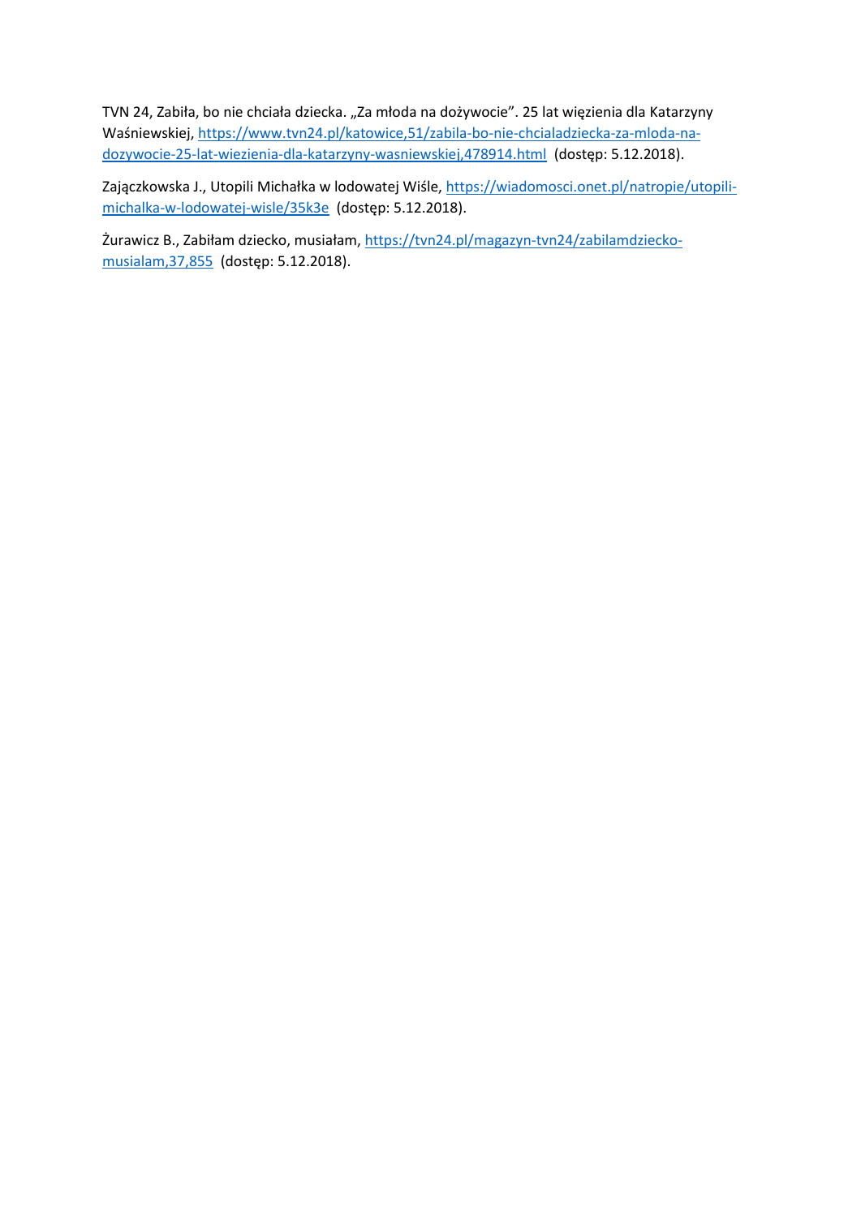TVN 24, Zabiła, bo nie chciała dziecka. „Za młoda na dożywocie". 25 lat więzienia dla Katarzyny Waśniewskiej, https://www.tvn24.pl/katowice,51/zabila-bo-nie-chcialadziecka-za-mloda-na-dozywocie-25-lat-wiezienia-dla-katarzyny-wasniewskiej,478914.html (dostęp: 5.12.2018).

Zajączkowska J., Utopili Michałka w lodowatej Wiśle, https://wiadomosci.onet.pl/natropie/utopili-michalka-w-lodowatej-wisle/35k3e (dostęp: 5.12.2018).

Żurawicz B., Zabiłam dziecko, musiałam, https://tvn24.pl/magazyn-tvn24/zabilamdziecko-musialam,37,855 (dostęp: 5.12.2018).